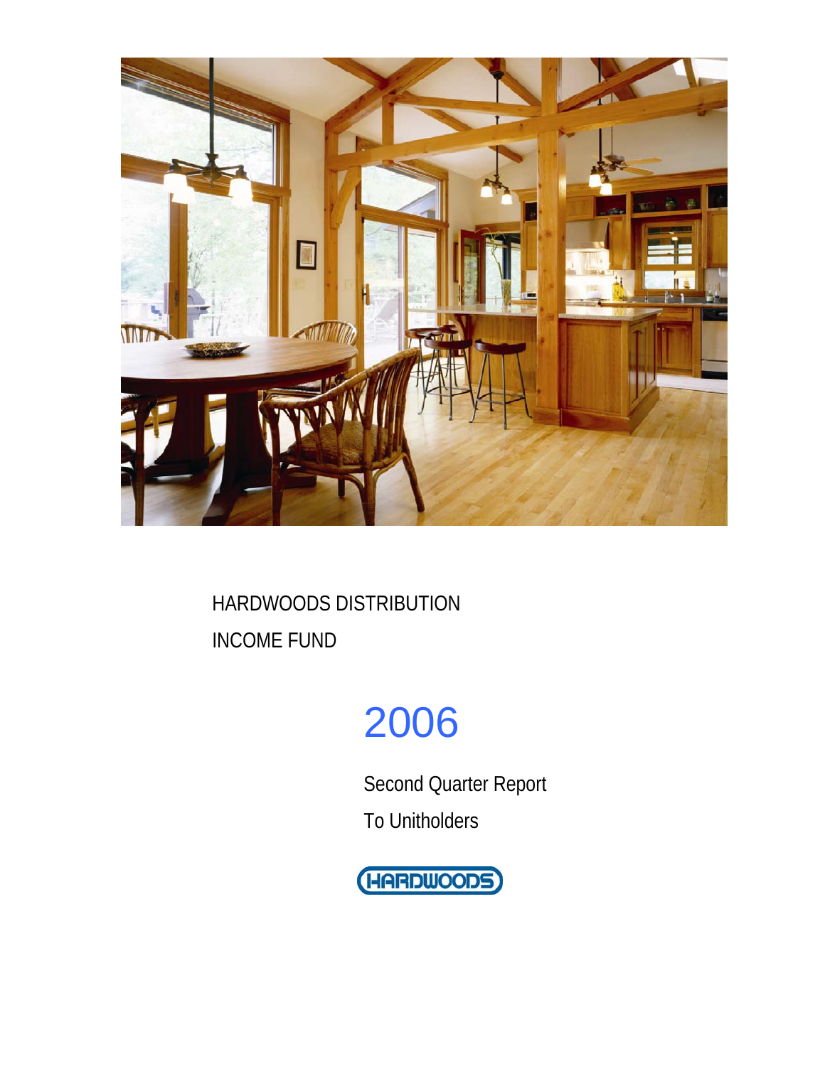# HARDWOODS DISTRIBUTION INCOME FUND

## 2006

Second Quarter Report

To Unitholders

HARDWOODS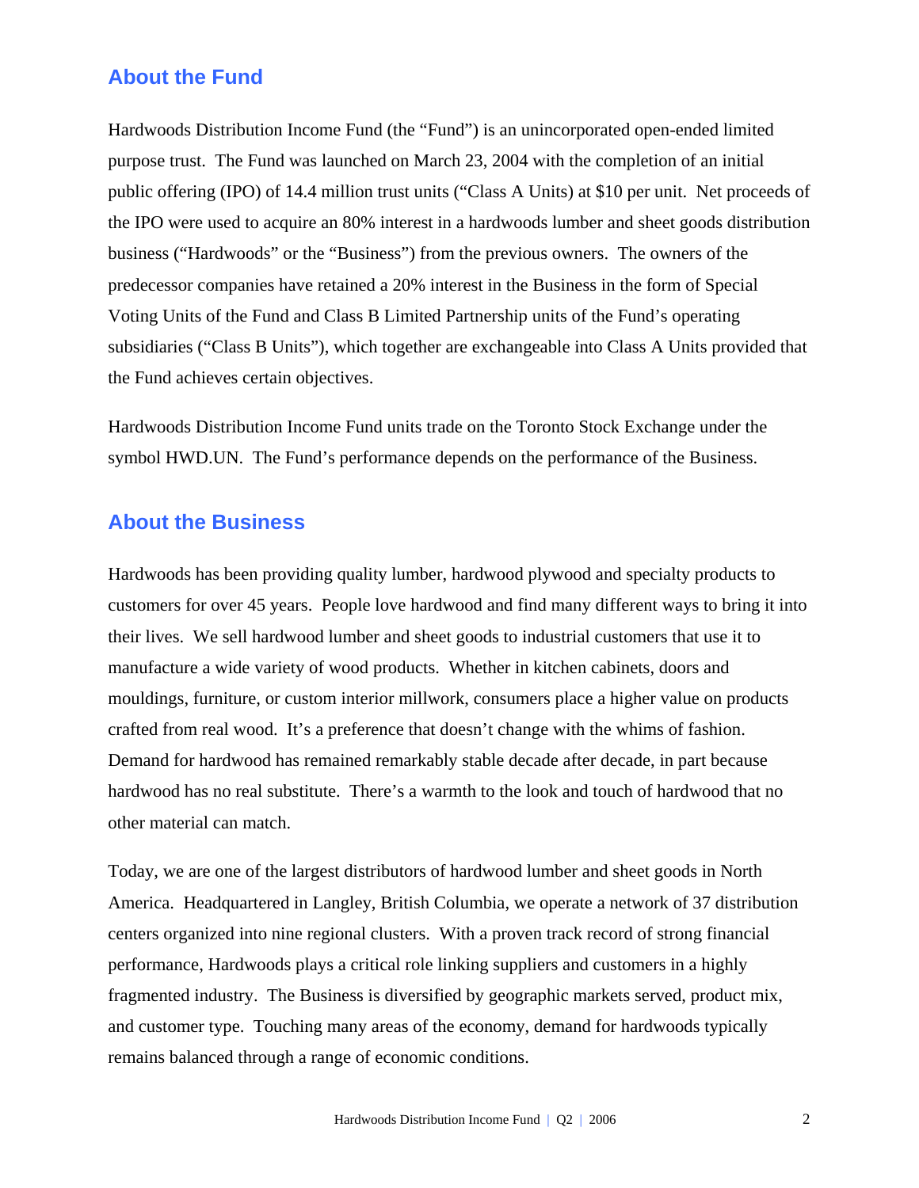## About the Fund

Hardwoods Distribution Income Fund (the "Fund") is an unincorporated open-ended limited purpose trust. The Fund was launched on March 23, 2004 with the completion of an initial public offering (IPO) of 14.4 million trust units ("Class A Units) at $10 per unit. Net proceeds of the IPO were used to acquire an 80% interest in a hardwoods lumber and sheet goods distribution business ("Hardwoods" or the "Business") from the previous owners. The owners of the predecessor companies have retained a 20% interest in the Business in the form of Special Voting Units of the Fund and Class B Limited Partnership units of the Fund's operating subsidiaries ("Class B Units"), which together are exchangeable into Class A Units provided that the Fund achieves certain objectives.

Hardwoods Distribution Income Fund units trade on the Toronto Stock Exchange under the symbol HWD.UN. The Fund's performance depends on the performance of the Business.

## About the Business

Hardwoods has been providing quality lumber, hardwood plywood and specialty products to customers for over 45 years. People love hardwood and find many different ways to bring it into their lives. We sell hardwood lumber and sheet goods to industrial customers that use it to manufacture a wide variety of wood products. Whether in kitchen cabinets, doors and mouldings, furniture, or custom interior millwork, consumers place a higher value on products crafted from real wood. It's a preference that doesn't change with the whims of fashion. Demand for hardwood has remained remarkably stable decade after decade, in part because hardwood has no real substitute. There's a warmth to the look and touch of hardwood that no other material can match.

Today, we are one of the largest distributors of hardwood lumber and sheet goods in North America. Headquartered in Langley, British Columbia, we operate a network of 37 distribution centers organized into nine regional clusters. With a proven track record of strong financial performance, Hardwoods plays a critical role linking suppliers and customers in a highly fragmented industry. The Business is diversified by geographic markets served, product mix, and customer type. Touching many areas of the economy, demand for hardwoods typically remains balanced through a range of economic conditions.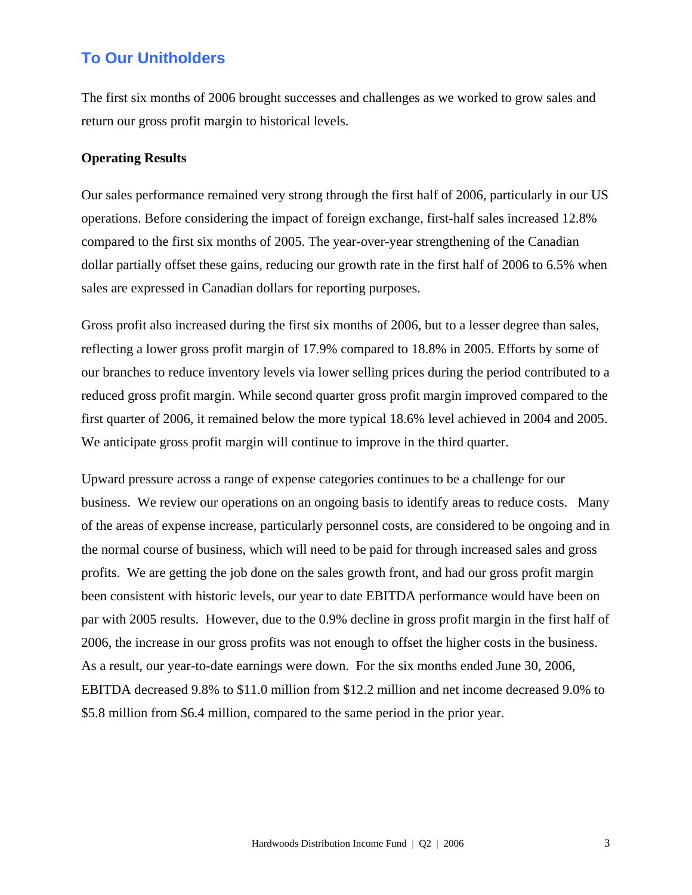## To Our Unitholders

The first six months of 2006 brought successes and challenges as we worked to grow sales and return our gross profit margin to historical levels.

**Operating Results**

Our sales performance remained very strong through the first half of 2006, particularly in our US operations. Before considering the impact of foreign exchange, first-half sales increased 12.8% compared to the first six months of 2005. The year-over-year strengthening of the Canadian dollar partially offset these gains, reducing our growth rate in the first half of 2006 to 6.5% when sales are expressed in Canadian dollars for reporting purposes.

Gross profit also increased during the first six months of 2006, but to a lesser degree than sales, reflecting a lower gross profit margin of 17.9% compared to 18.8% in 2005. Efforts by some of our branches to reduce inventory levels via lower selling prices during the period contributed to a reduced gross profit margin. While second quarter gross profit margin improved compared to the first quarter of 2006, it remained below the more typical 18.6% level achieved in 2004 and 2005. We anticipate gross profit margin will continue to improve in the third quarter.

Upward pressure across a range of expense categories continues to be a challenge for our business. We review our operations on an ongoing basis to identify areas to reduce costs. Many of the areas of expense increase, particularly personnel costs, are considered to be ongoing and in the normal course of business, which will need to be paid for through increased sales and gross profits. We are getting the job done on the sales growth front, and had our gross profit margin been consistent with historic levels, our year to date EBITDA performance would have been on par with 2005 results. However, due to the 0.9% decline in gross profit margin in the first half of 2006, the increase in our gross profits was not enough to offset the higher costs in the business. As a result, our year-to-date earnings were down. For the six months ended June 30, 2006, EBITDA decreased 9.8% to $11.0 million from $12.2 million and net income decreased 9.0% to $5.8 million from $6.4 million, compared to the same period in the prior year.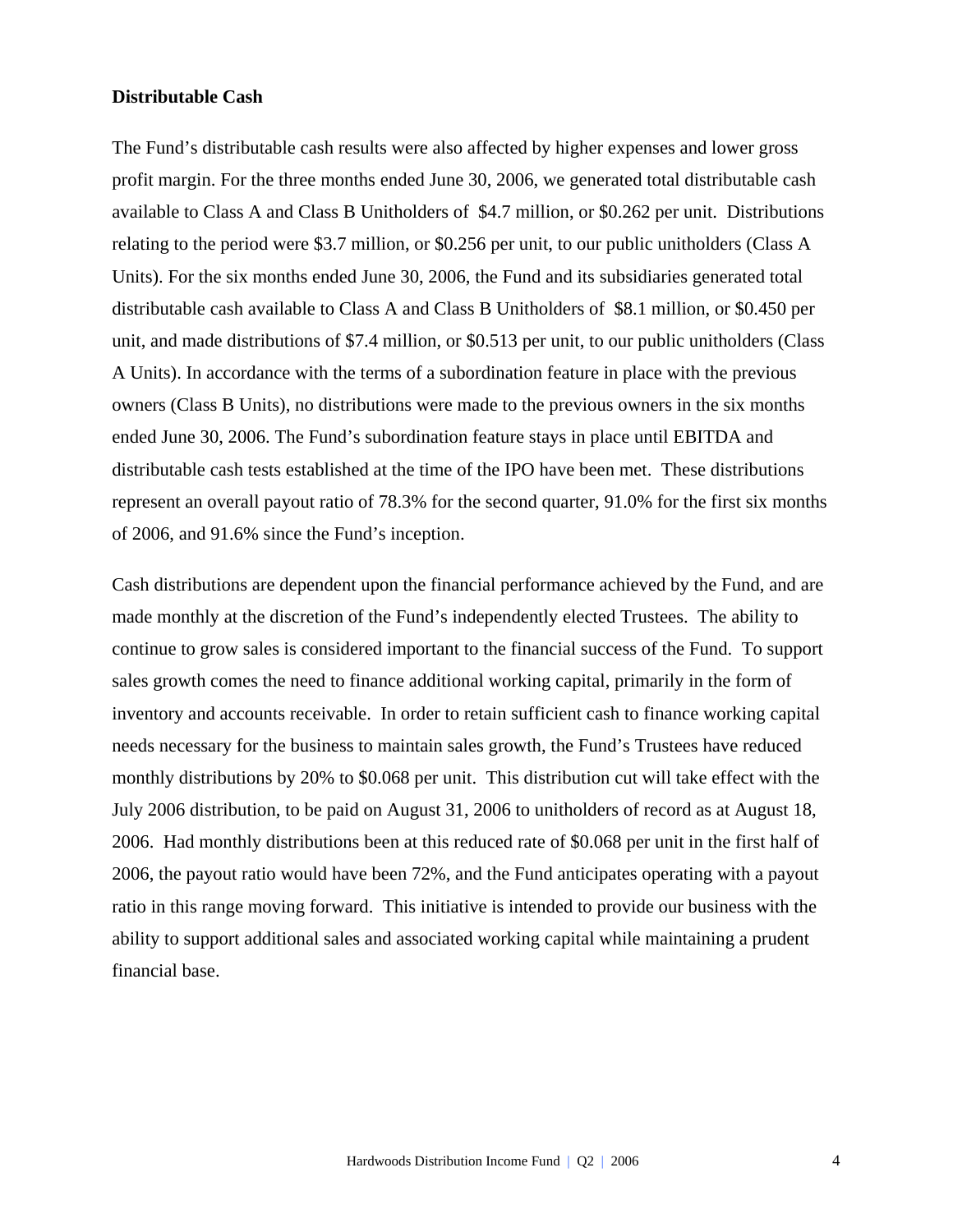**Distributable Cash**

The Fund's distributable cash results were also affected by higher expenses and lower gross profit margin. For the three months ended June 30, 2006, we generated total distributable cash available to Class A and Class B Unitholders of $4.7 million, or $0.262 per unit. Distributions relating to the period were $3.7 million, or $0.256 per unit, to our public unitholders (Class A Units). For the six months ended June 30, 2006, the Fund and its subsidiaries generated total distributable cash available to Class A and Class B Unitholders of $8.1 million, or $0.450 per unit, and made distributions of $7.4 million, or $0.513 per unit, to our public unitholders (Class A Units). In accordance with the terms of a subordination feature in place with the previous owners (Class B Units), no distributions were made to the previous owners in the six months ended June 30, 2006. The Fund's subordination feature stays in place until EBITDA and distributable cash tests established at the time of the IPO have been met. These distributions represent an overall payout ratio of 78.3% for the second quarter, 91.0% for the first six months of 2006, and 91.6% since the Fund's inception.

Cash distributions are dependent upon the financial performance achieved by the Fund, and are made monthly at the discretion of the Fund's independently elected Trustees. The ability to continue to grow sales is considered important to the financial success of the Fund. To support sales growth comes the need to finance additional working capital, primarily in the form of inventory and accounts receivable. In order to retain sufficient cash to finance working capital needs necessary for the business to maintain sales growth, the Fund's Trustees have reduced monthly distributions by 20% to $0.068 per unit. This distribution cut will take effect with the July 2006 distribution, to be paid on August 31, 2006 to unitholders of record as at August 18, 2006. Had monthly distributions been at this reduced rate of $0.068 per unit in the first half of 2006, the payout ratio would have been 72%, and the Fund anticipates operating with a payout ratio in this range moving forward. This initiative is intended to provide our business with the ability to support additional sales and associated working capital while maintaining a prudent financial base.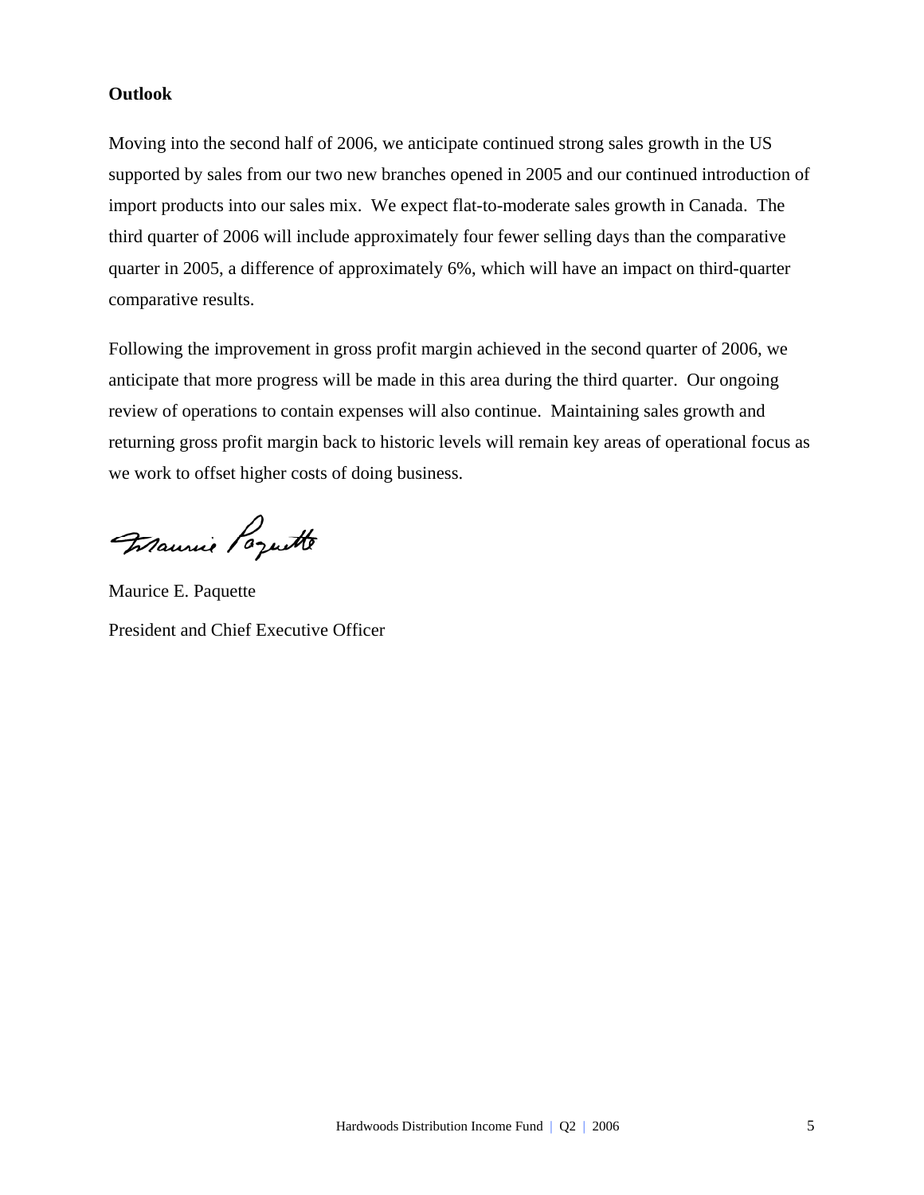**Outlook**

Moving into the second half of 2006, we anticipate continued strong sales growth in the US supported by sales from our two new branches opened in 2005 and our continued introduction of import products into our sales mix. We expect flat-to-moderate sales growth in Canada. The third quarter of 2006 will include approximately four fewer selling days than the comparative quarter in 2005, a difference of approximately 6%, which will have an impact on third-quarter comparative results.

Following the improvement in gross profit margin achieved in the second quarter of 2006, we anticipate that more progress will be made in this area during the third quarter. Our ongoing review of operations to contain expenses will also continue. Maintaining sales growth and returning gross profit margin back to historic levels will remain key areas of operational focus as we work to offset higher costs of doing business.

Maurice E. Paquette

President and Chief Executive Officer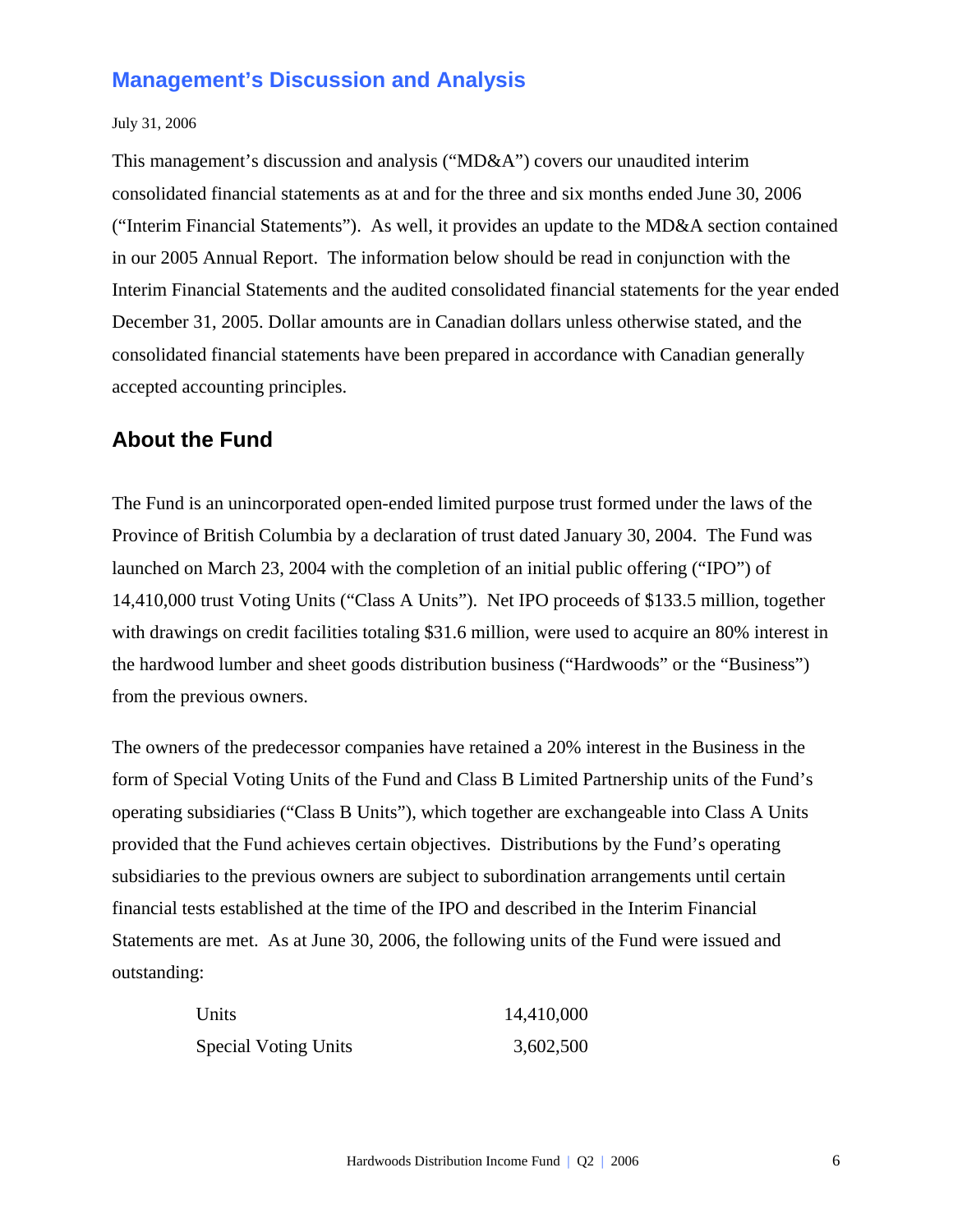## Management's Discussion and Analysis

July 31, 2006

This management's discussion and analysis ("MD&A") covers our unaudited interim consolidated financial statements as at and for the three and six months ended June 30, 2006 ("Interim Financial Statements"). As well, it provides an update to the MD&A section contained in our 2005 Annual Report. The information below should be read in conjunction with the Interim Financial Statements and the audited consolidated financial statements for the year ended December 31, 2005. Dollar amounts are in Canadian dollars unless otherwise stated, and the consolidated financial statements have been prepared in accordance with Canadian generally accepted accounting principles.

### About the Fund

The Fund is an unincorporated open-ended limited purpose trust formed under the laws of the Province of British Columbia by a declaration of trust dated January 30, 2004. The Fund was launched on March 23, 2004 with the completion of an initial public offering ("IPO") of 14,410,000 trust Voting Units ("Class A Units"). Net IPO proceeds of $133.5 million, together with drawings on credit facilities totaling $31.6 million, were used to acquire an 80% interest in the hardwood lumber and sheet goods distribution business ("Hardwoods" or the "Business") from the previous owners.

The owners of the predecessor companies have retained a 20% interest in the Business in the form of Special Voting Units of the Fund and Class B Limited Partnership units of the Fund's operating subsidiaries ("Class B Units"), which together are exchangeable into Class A Units provided that the Fund achieves certain objectives. Distributions by the Fund's operating subsidiaries to the previous owners are subject to subordination arrangements until certain financial tests established at the time of the IPO and described in the Interim Financial Statements are met. As at June 30, 2006, the following units of the Fund were issued and outstanding:

| | |
|---|---|
| Units | 14,410,000 |
| Special Voting Units | 3,602,500 |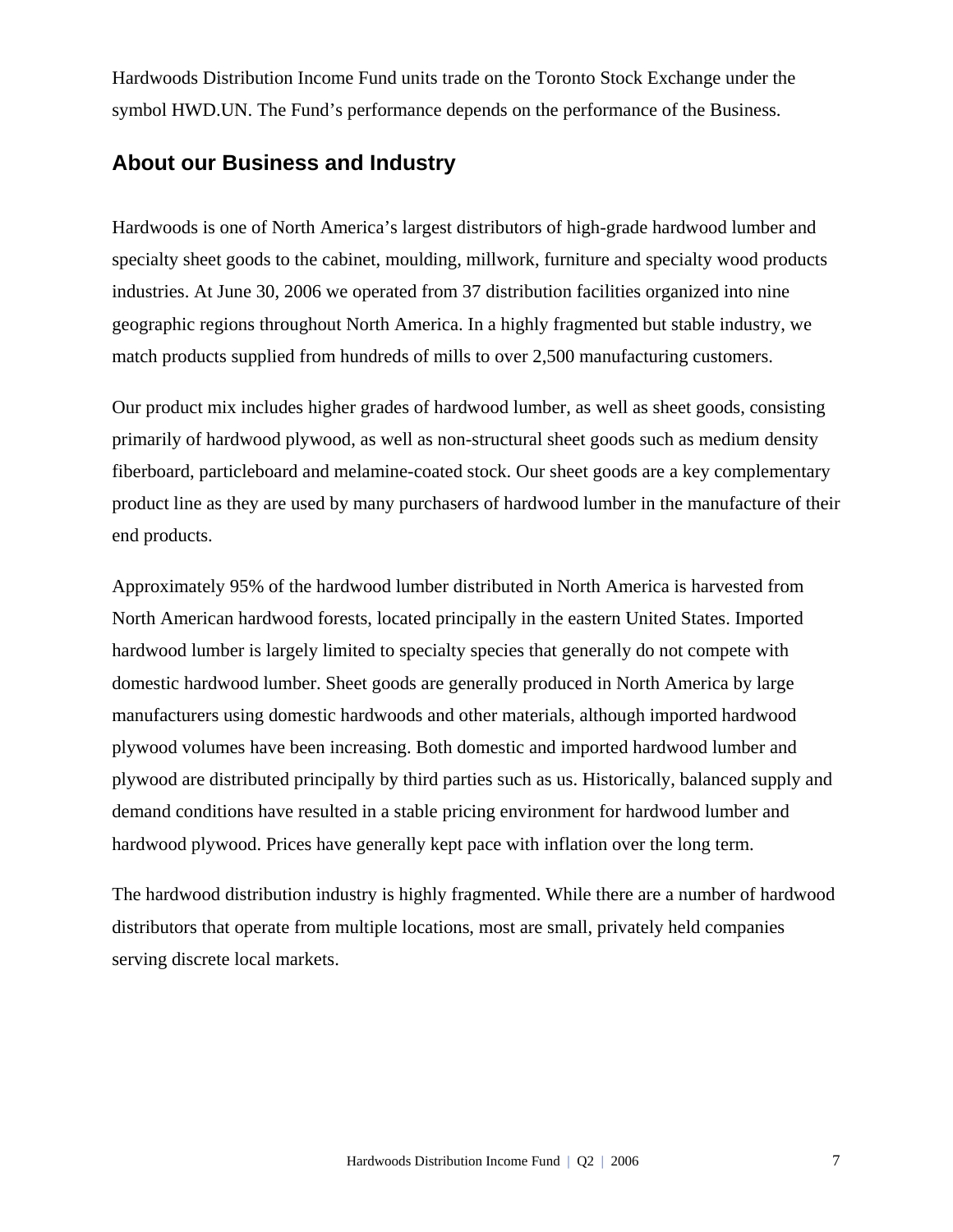Hardwoods Distribution Income Fund units trade on the Toronto Stock Exchange under the symbol HWD.UN. The Fund's performance depends on the performance of the Business.

## About our Business and Industry

Hardwoods is one of North America's largest distributors of high-grade hardwood lumber and specialty sheet goods to the cabinet, moulding, millwork, furniture and specialty wood products industries. At June 30, 2006 we operated from 37 distribution facilities organized into nine geographic regions throughout North America. In a highly fragmented but stable industry, we match products supplied from hundreds of mills to over 2,500 manufacturing customers.

Our product mix includes higher grades of hardwood lumber, as well as sheet goods, consisting primarily of hardwood plywood, as well as non-structural sheet goods such as medium density fiberboard, particleboard and melamine-coated stock. Our sheet goods are a key complementary product line as they are used by many purchasers of hardwood lumber in the manufacture of their end products.

Approximately 95% of the hardwood lumber distributed in North America is harvested from North American hardwood forests, located principally in the eastern United States. Imported hardwood lumber is largely limited to specialty species that generally do not compete with domestic hardwood lumber. Sheet goods are generally produced in North America by large manufacturers using domestic hardwoods and other materials, although imported hardwood plywood volumes have been increasing. Both domestic and imported hardwood lumber and plywood are distributed principally by third parties such as us. Historically, balanced supply and demand conditions have resulted in a stable pricing environment for hardwood lumber and hardwood plywood. Prices have generally kept pace with inflation over the long term.

The hardwood distribution industry is highly fragmented. While there are a number of hardwood distributors that operate from multiple locations, most are small, privately held companies serving discrete local markets.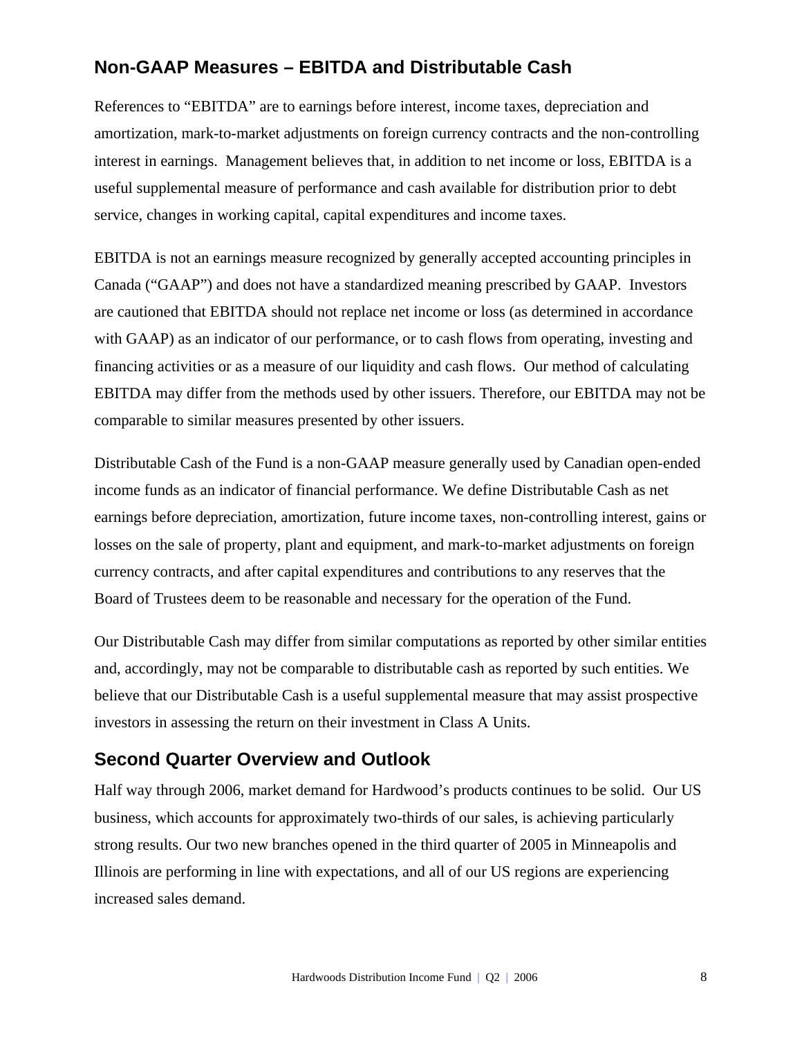## Non-GAAP Measures – EBITDA and Distributable Cash

References to "EBITDA" are to earnings before interest, income taxes, depreciation and amortization, mark-to-market adjustments on foreign currency contracts and the non-controlling interest in earnings. Management believes that, in addition to net income or loss, EBITDA is a useful supplemental measure of performance and cash available for distribution prior to debt service, changes in working capital, capital expenditures and income taxes.

EBITDA is not an earnings measure recognized by generally accepted accounting principles in Canada ("GAAP") and does not have a standardized meaning prescribed by GAAP. Investors are cautioned that EBITDA should not replace net income or loss (as determined in accordance with GAAP) as an indicator of our performance, or to cash flows from operating, investing and financing activities or as a measure of our liquidity and cash flows. Our method of calculating EBITDA may differ from the methods used by other issuers. Therefore, our EBITDA may not be comparable to similar measures presented by other issuers.

Distributable Cash of the Fund is a non-GAAP measure generally used by Canadian open-ended income funds as an indicator of financial performance. We define Distributable Cash as net earnings before depreciation, amortization, future income taxes, non-controlling interest, gains or losses on the sale of property, plant and equipment, and mark-to-market adjustments on foreign currency contracts, and after capital expenditures and contributions to any reserves that the Board of Trustees deem to be reasonable and necessary for the operation of the Fund.

Our Distributable Cash may differ from similar computations as reported by other similar entities and, accordingly, may not be comparable to distributable cash as reported by such entities. We believe that our Distributable Cash is a useful supplemental measure that may assist prospective investors in assessing the return on their investment in Class A Units.

## Second Quarter Overview and Outlook

Half way through 2006, market demand for Hardwood's products continues to be solid. Our US business, which accounts for approximately two-thirds of our sales, is achieving particularly strong results. Our two new branches opened in the third quarter of 2005 in Minneapolis and Illinois are performing in line with expectations, and all of our US regions are experiencing increased sales demand.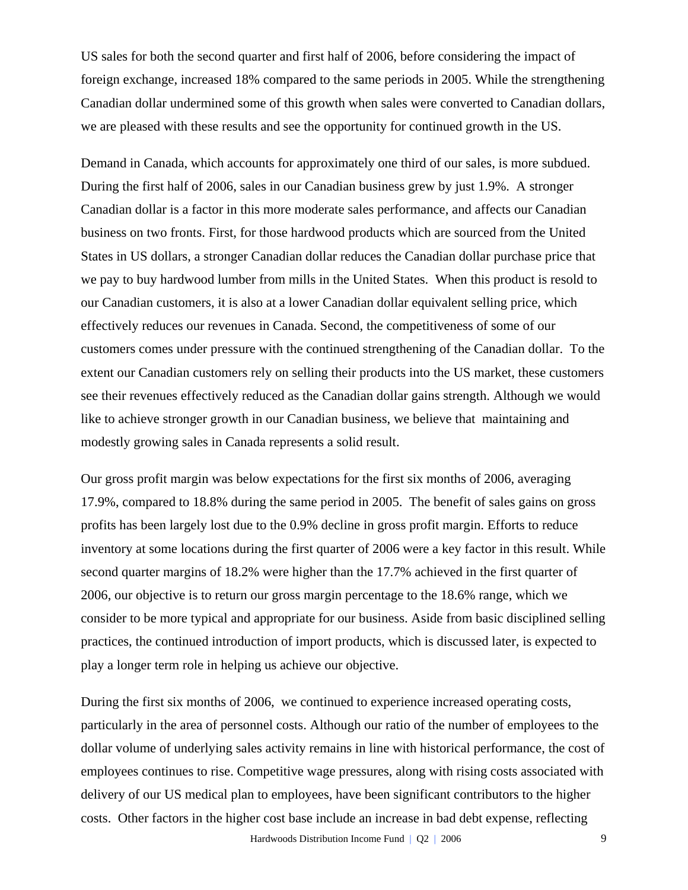US sales for both the second quarter and first half of 2006, before considering the impact of foreign exchange, increased 18% compared to the same periods in 2005. While the strengthening Canadian dollar undermined some of this growth when sales were converted to Canadian dollars, we are pleased with these results and see the opportunity for continued growth in the US.

Demand in Canada, which accounts for approximately one third of our sales, is more subdued. During the first half of 2006, sales in our Canadian business grew by just 1.9%. A stronger Canadian dollar is a factor in this more moderate sales performance, and affects our Canadian business on two fronts. First, for those hardwood products which are sourced from the United States in US dollars, a stronger Canadian dollar reduces the Canadian dollar purchase price that we pay to buy hardwood lumber from mills in the United States. When this product is resold to our Canadian customers, it is also at a lower Canadian dollar equivalent selling price, which effectively reduces our revenues in Canada. Second, the competitiveness of some of our customers comes under pressure with the continued strengthening of the Canadian dollar. To the extent our Canadian customers rely on selling their products into the US market, these customers see their revenues effectively reduced as the Canadian dollar gains strength. Although we would like to achieve stronger growth in our Canadian business, we believe that maintaining and modestly growing sales in Canada represents a solid result.

Our gross profit margin was below expectations for the first six months of 2006, averaging 17.9%, compared to 18.8% during the same period in 2005. The benefit of sales gains on gross profits has been largely lost due to the 0.9% decline in gross profit margin. Efforts to reduce inventory at some locations during the first quarter of 2006 were a key factor in this result. While second quarter margins of 18.2% were higher than the 17.7% achieved in the first quarter of 2006, our objective is to return our gross margin percentage to the 18.6% range, which we consider to be more typical and appropriate for our business. Aside from basic disciplined selling practices, the continued introduction of import products, which is discussed later, is expected to play a longer term role in helping us achieve our objective.

During the first six months of 2006, we continued to experience increased operating costs, particularly in the area of personnel costs. Although our ratio of the number of employees to the dollar volume of underlying sales activity remains in line with historical performance, the cost of employees continues to rise. Competitive wage pressures, along with rising costs associated with delivery of our US medical plan to employees, have been significant contributors to the higher costs. Other factors in the higher cost base include an increase in bad debt expense, reflecting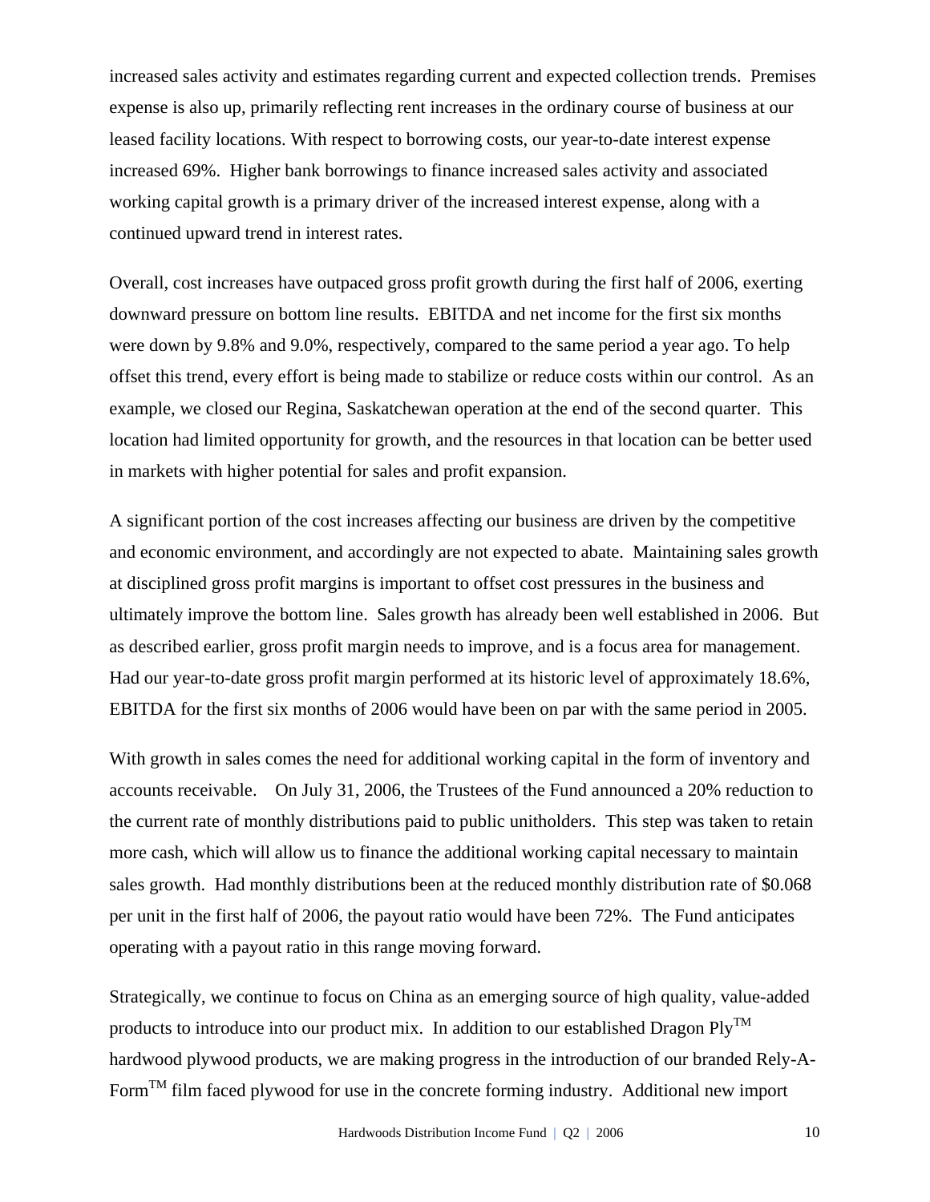increased sales activity and estimates regarding current and expected collection trends. Premises expense is also up, primarily reflecting rent increases in the ordinary course of business at our leased facility locations. With respect to borrowing costs, our year-to-date interest expense increased 69%. Higher bank borrowings to finance increased sales activity and associated working capital growth is a primary driver of the increased interest expense, along with a continued upward trend in interest rates.

Overall, cost increases have outpaced gross profit growth during the first half of 2006, exerting downward pressure on bottom line results. EBITDA and net income for the first six months were down by 9.8% and 9.0%, respectively, compared to the same period a year ago. To help offset this trend, every effort is being made to stabilize or reduce costs within our control. As an example, we closed our Regina, Saskatchewan operation at the end of the second quarter. This location had limited opportunity for growth, and the resources in that location can be better used in markets with higher potential for sales and profit expansion.

A significant portion of the cost increases affecting our business are driven by the competitive and economic environment, and accordingly are not expected to abate. Maintaining sales growth at disciplined gross profit margins is important to offset cost pressures in the business and ultimately improve the bottom line. Sales growth has already been well established in 2006. But as described earlier, gross profit margin needs to improve, and is a focus area for management. Had our year-to-date gross profit margin performed at its historic level of approximately 18.6%, EBITDA for the first six months of 2006 would have been on par with the same period in 2005.

With growth in sales comes the need for additional working capital in the form of inventory and accounts receivable. On July 31, 2006, the Trustees of the Fund announced a 20% reduction to the current rate of monthly distributions paid to public unitholders. This step was taken to retain more cash, which will allow us to finance the additional working capital necessary to maintain sales growth. Had monthly distributions been at the reduced monthly distribution rate of $0.068 per unit in the first half of 2006, the payout ratio would have been 72%. The Fund anticipates operating with a payout ratio in this range moving forward.

Strategically, we continue to focus on China as an emerging source of high quality, value-added products to introduce into our product mix. In addition to our established Dragon Ply™ hardwood plywood products, we are making progress in the introduction of our branded Rely-A-Form™ film faced plywood for use in the concrete forming industry. Additional new import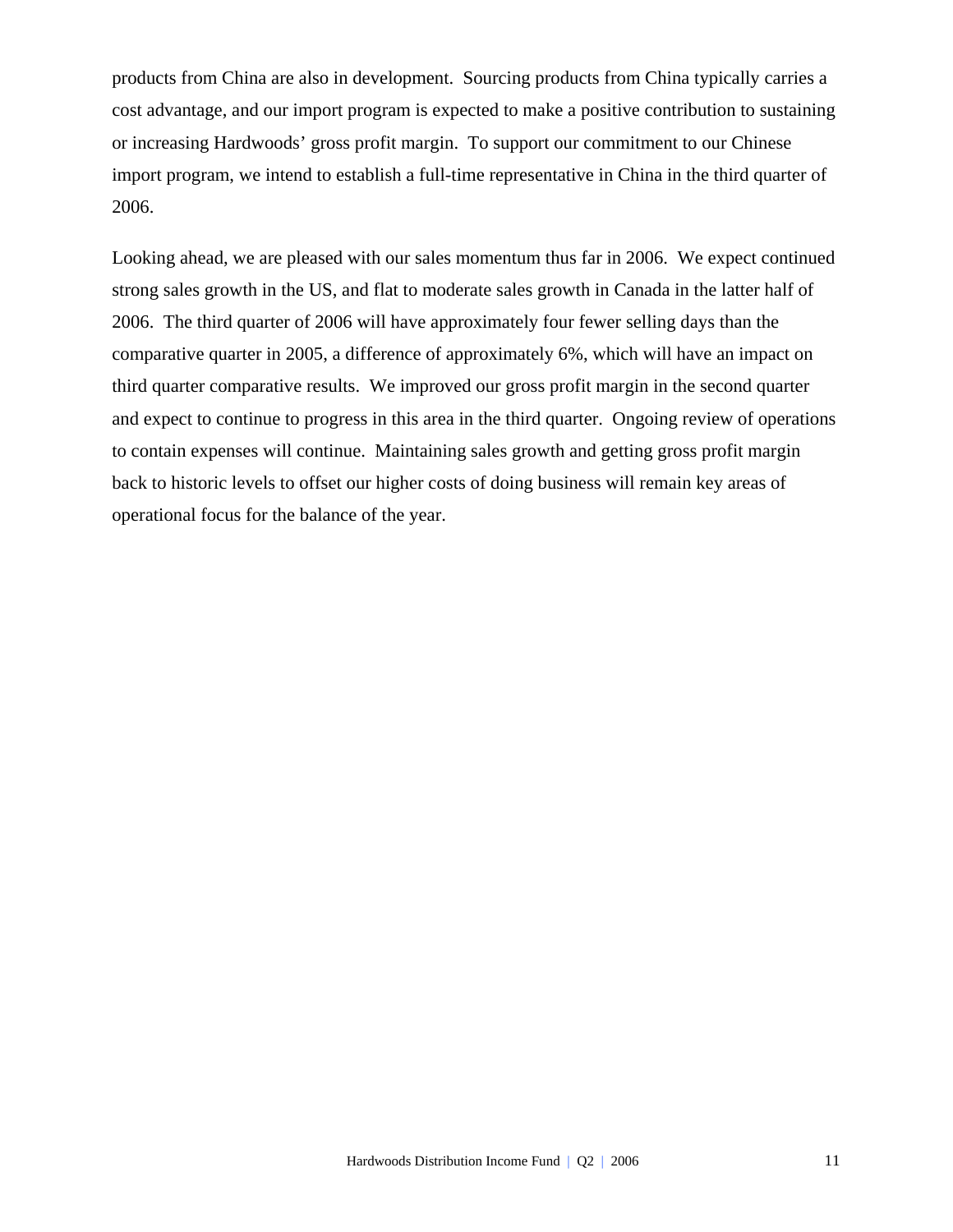products from China are also in development. Sourcing products from China typically carries a cost advantage, and our import program is expected to make a positive contribution to sustaining or increasing Hardwoods' gross profit margin. To support our commitment to our Chinese import program, we intend to establish a full-time representative in China in the third quarter of 2006.

Looking ahead, we are pleased with our sales momentum thus far in 2006. We expect continued strong sales growth in the US, and flat to moderate sales growth in Canada in the latter half of 2006. The third quarter of 2006 will have approximately four fewer selling days than the comparative quarter in 2005, a difference of approximately 6%, which will have an impact on third quarter comparative results. We improved our gross profit margin in the second quarter and expect to continue to progress in this area in the third quarter. Ongoing review of operations to contain expenses will continue. Maintaining sales growth and getting gross profit margin back to historic levels to offset our higher costs of doing business will remain key areas of operational focus for the balance of the year.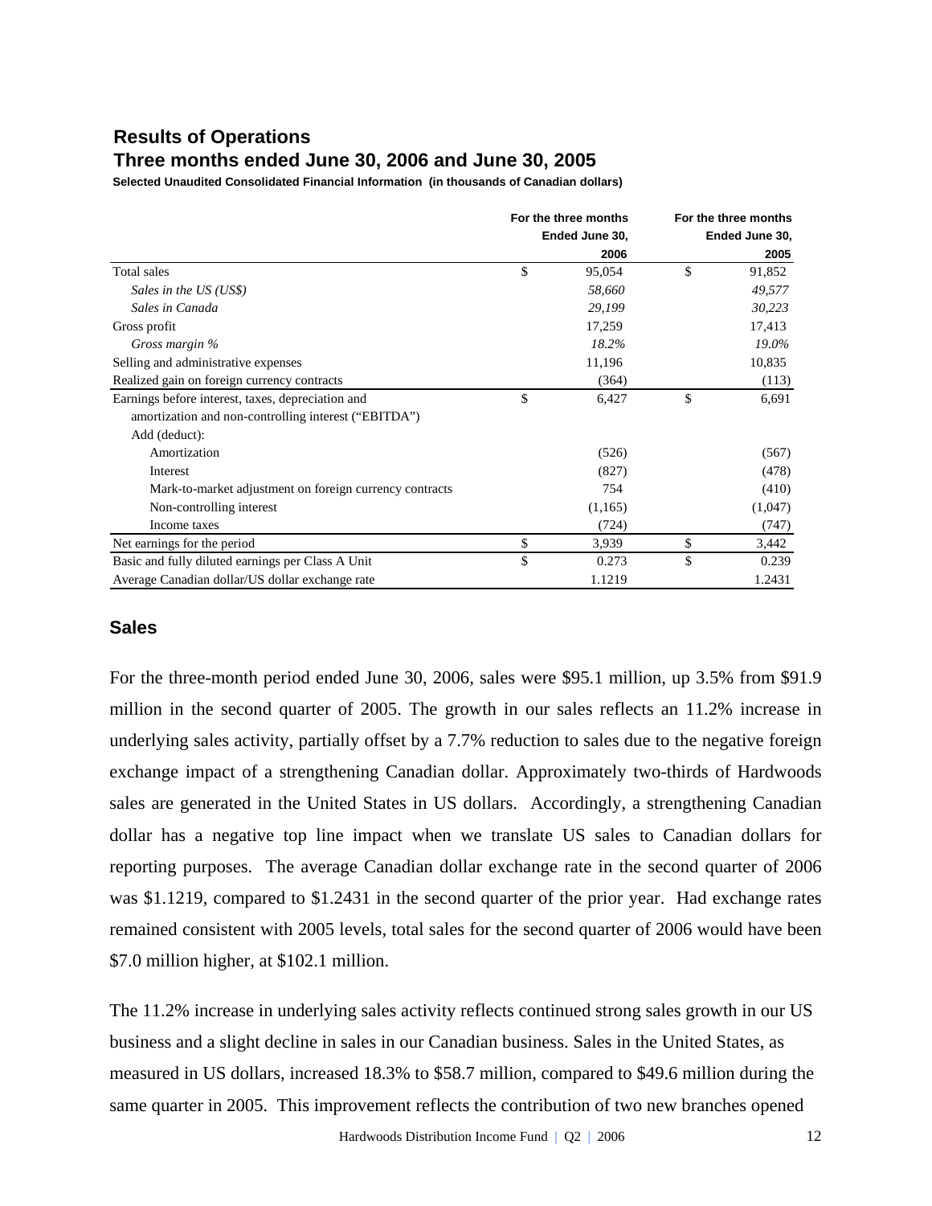## Results of Operations
## Three months ended June 30, 2006 and June 30, 2005

**Selected Unaudited Consolidated Financial Information (in thousands of Canadian dollars)**

| | For the three months Ended June 30, 2006 | For the three months Ended June 30, 2005 |
|---|---|---|
| Total sales | $ 95,054 | $ 91,852 |
| *Sales in the US (US$)* | *58,660* | *49,577* |
| *Sales in Canada* | *29,199* | *30,223* |
| Gross profit | 17,259 | 17,413 |
| *Gross margin %* | *18.2%* | *19.0%* |
| Selling and administrative expenses | 11,196 | 10,835 |
| Realized gain on foreign currency contracts | (364) | (113) |
| Earnings before interest, taxes, depreciation and amortization and non-controlling interest ("EBITDA") | $ 6,427 | $ 6,691 |
| Add (deduct): | | |
| Amortization | (526) | (567) |
| Interest | (827) | (478) |
| Mark-to-market adjustment on foreign currency contracts | 754 | (410) |
| Non-controlling interest | (1,165) | (1,047) |
| Income taxes | (724) | (747) |
| Net earnings for the period | $ 3,939 | $ 3,442 |
| Basic and fully diluted earnings per Class A Unit | $ 0.273 | $ 0.239 |
| Average Canadian dollar/US dollar exchange rate | 1.1219 | 1.2431 |

## Sales

For the three-month period ended June 30, 2006, sales were $95.1 million, up 3.5% from $91.9 million in the second quarter of 2005. The growth in our sales reflects an 11.2% increase in underlying sales activity, partially offset by a 7.7% reduction to sales due to the negative foreign exchange impact of a strengthening Canadian dollar. Approximately two-thirds of Hardwoods sales are generated in the United States in US dollars. Accordingly, a strengthening Canadian dollar has a negative top line impact when we translate US sales to Canadian dollars for reporting purposes. The average Canadian dollar exchange rate in the second quarter of 2006 was $1.1219, compared to $1.2431 in the second quarter of the prior year. Had exchange rates remained consistent with 2005 levels, total sales for the second quarter of 2006 would have been $7.0 million higher, at $102.1 million.

The 11.2% increase in underlying sales activity reflects continued strong sales growth in our US business and a slight decline in sales in our Canadian business. Sales in the United States, as measured in US dollars, increased 18.3% to $58.7 million, compared to $49.6 million during the same quarter in 2005. This improvement reflects the contribution of two new branches opened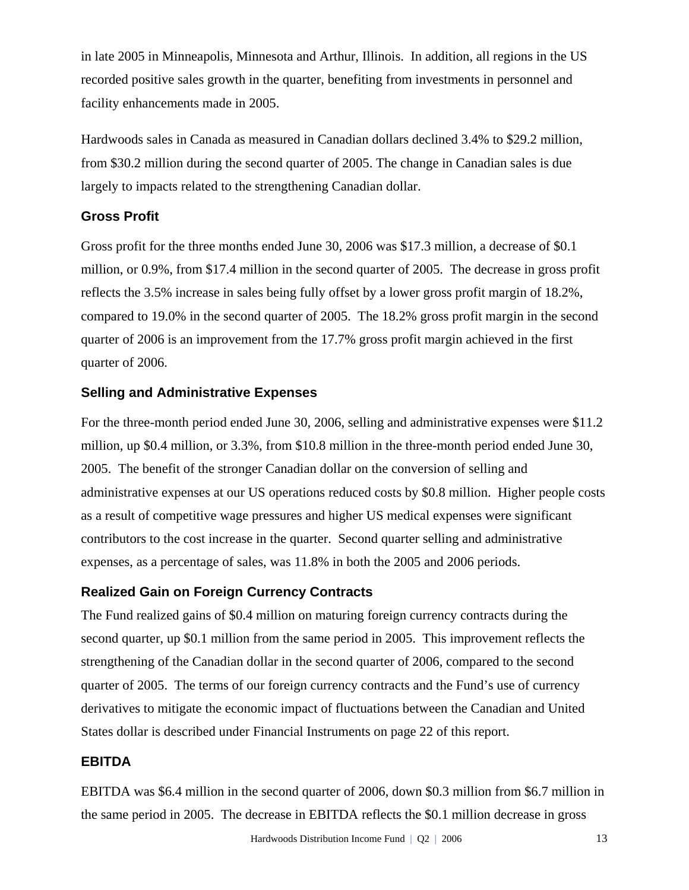in late 2005 in Minneapolis, Minnesota and Arthur, Illinois. In addition, all regions in the US recorded positive sales growth in the quarter, benefiting from investments in personnel and facility enhancements made in 2005.

Hardwoods sales in Canada as measured in Canadian dollars declined 3.4% to $29.2 million, from $30.2 million during the second quarter of 2005. The change in Canadian sales is due largely to impacts related to the strengthening Canadian dollar.

### Gross Profit

Gross profit for the three months ended June 30, 2006 was $17.3 million, a decrease of $0.1 million, or 0.9%, from $17.4 million in the second quarter of 2005. The decrease in gross profit reflects the 3.5% increase in sales being fully offset by a lower gross profit margin of 18.2%, compared to 19.0% in the second quarter of 2005. The 18.2% gross profit margin in the second quarter of 2006 is an improvement from the 17.7% gross profit margin achieved in the first quarter of 2006.

### Selling and Administrative Expenses

For the three-month period ended June 30, 2006, selling and administrative expenses were $11.2 million, up $0.4 million, or 3.3%, from $10.8 million in the three-month period ended June 30, 2005. The benefit of the stronger Canadian dollar on the conversion of selling and administrative expenses at our US operations reduced costs by $0.8 million. Higher people costs as a result of competitive wage pressures and higher US medical expenses were significant contributors to the cost increase in the quarter. Second quarter selling and administrative expenses, as a percentage of sales, was 11.8% in both the 2005 and 2006 periods.

### Realized Gain on Foreign Currency Contracts

The Fund realized gains of $0.4 million on maturing foreign currency contracts during the second quarter, up $0.1 million from the same period in 2005. This improvement reflects the strengthening of the Canadian dollar in the second quarter of 2006, compared to the second quarter of 2005. The terms of our foreign currency contracts and the Fund's use of currency derivatives to mitigate the economic impact of fluctuations between the Canadian and United States dollar is described under Financial Instruments on page 22 of this report.

### EBITDA

EBITDA was $6.4 million in the second quarter of 2006, down $0.3 million from $6.7 million in the same period in 2005. The decrease in EBITDA reflects the $0.1 million decrease in gross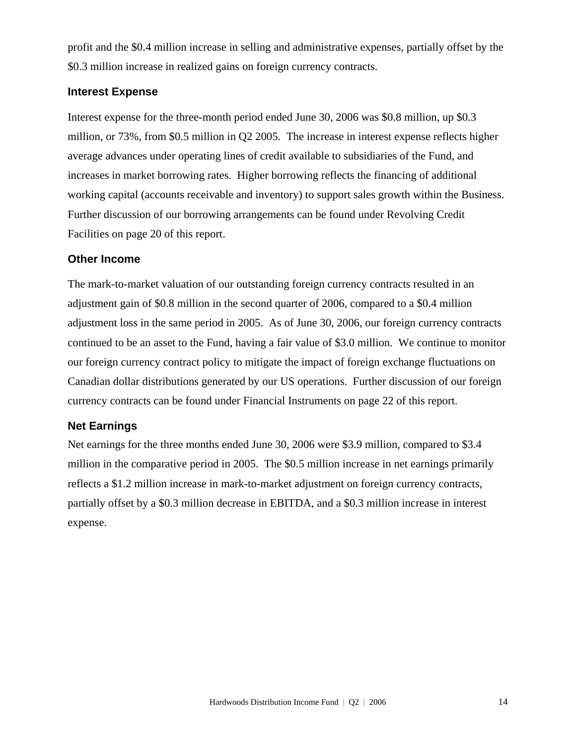profit and the $0.4 million increase in selling and administrative expenses, partially offset by the $0.3 million increase in realized gains on foreign currency contracts.

### Interest Expense

Interest expense for the three-month period ended June 30, 2006 was $0.8 million, up $0.3 million, or 73%, from $0.5 million in Q2 2005. The increase in interest expense reflects higher average advances under operating lines of credit available to subsidiaries of the Fund, and increases in market borrowing rates. Higher borrowing reflects the financing of additional working capital (accounts receivable and inventory) to support sales growth within the Business. Further discussion of our borrowing arrangements can be found under Revolving Credit Facilities on page 20 of this report.

### Other Income

The mark-to-market valuation of our outstanding foreign currency contracts resulted in an adjustment gain of $0.8 million in the second quarter of 2006, compared to a $0.4 million adjustment loss in the same period in 2005. As of June 30, 2006, our foreign currency contracts continued to be an asset to the Fund, having a fair value of $3.0 million. We continue to monitor our foreign currency contract policy to mitigate the impact of foreign exchange fluctuations on Canadian dollar distributions generated by our US operations. Further discussion of our foreign currency contracts can be found under Financial Instruments on page 22 of this report.

### Net Earnings

Net earnings for the three months ended June 30, 2006 were $3.9 million, compared to $3.4 million in the comparative period in 2005. The $0.5 million increase in net earnings primarily reflects a $1.2 million increase in mark-to-market adjustment on foreign currency contracts, partially offset by a $0.3 million decrease in EBITDA, and a $0.3 million increase in interest expense.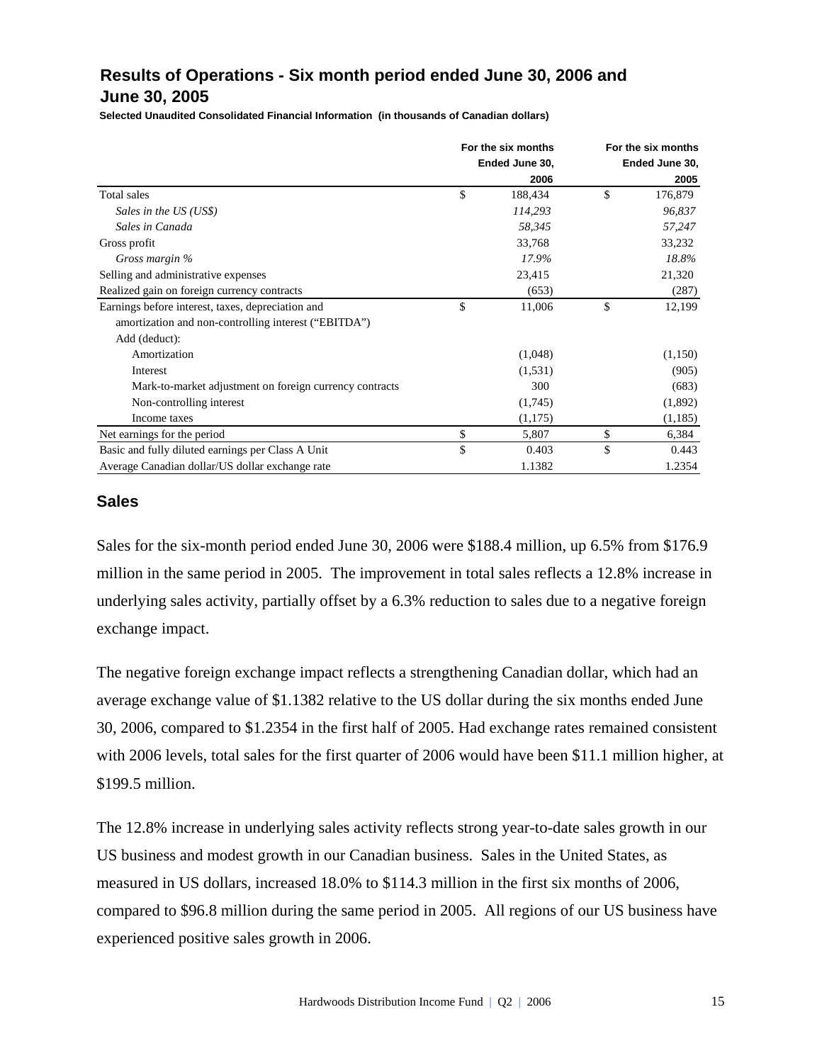## Results of Operations - Six month period ended June 30, 2006 and June 30, 2005

**Selected Unaudited Consolidated Financial Information (in thousands of Canadian dollars)**

| | For the six months Ended June 30, 2006 | For the six months Ended June 30, 2005 |
|---|---|---|
| Total sales | $ 188,434 | $ 176,879 |
| *Sales in the US (US$)* | *114,293* | *96,837* |
| *Sales in Canada* | *58,345* | *57,247* |
| Gross profit | 33,768 | 33,232 |
| *Gross margin %* | *17.9%* | *18.8%* |
| Selling and administrative expenses | 23,415 | 21,320 |
| Realized gain on foreign currency contracts | (653) | (287) |
| Earnings before interest, taxes, depreciation and amortization and non-controlling interest ("EBITDA") | $ 11,006 | $ 12,199 |
| Add (deduct): | | |
| Amortization | (1,048) | (1,150) |
| Interest | (1,531) | (905) |
| Mark-to-market adjustment on foreign currency contracts | 300 | (683) |
| Non-controlling interest | (1,745) | (1,892) |
| Income taxes | (1,175) | (1,185) |
| Net earnings for the period | $ 5,807 | $ 6,384 |
| Basic and fully diluted earnings per Class A Unit | $ 0.403 | $ 0.443 |
| Average Canadian dollar/US dollar exchange rate | 1.1382 | 1.2354 |

### Sales

Sales for the six-month period ended June 30, 2006 were $188.4 million, up 6.5% from $176.9 million in the same period in 2005. The improvement in total sales reflects a 12.8% increase in underlying sales activity, partially offset by a 6.3% reduction to sales due to a negative foreign exchange impact.

The negative foreign exchange impact reflects a strengthening Canadian dollar, which had an average exchange value of $1.1382 relative to the US dollar during the six months ended June 30, 2006, compared to $1.2354 in the first half of 2005. Had exchange rates remained consistent with 2006 levels, total sales for the first quarter of 2006 would have been $11.1 million higher, at $199.5 million.

The 12.8% increase in underlying sales activity reflects strong year-to-date sales growth in our US business and modest growth in our Canadian business. Sales in the United States, as measured in US dollars, increased 18.0% to $114.3 million in the first six months of 2006, compared to $96.8 million during the same period in 2005. All regions of our US business have experienced positive sales growth in 2006.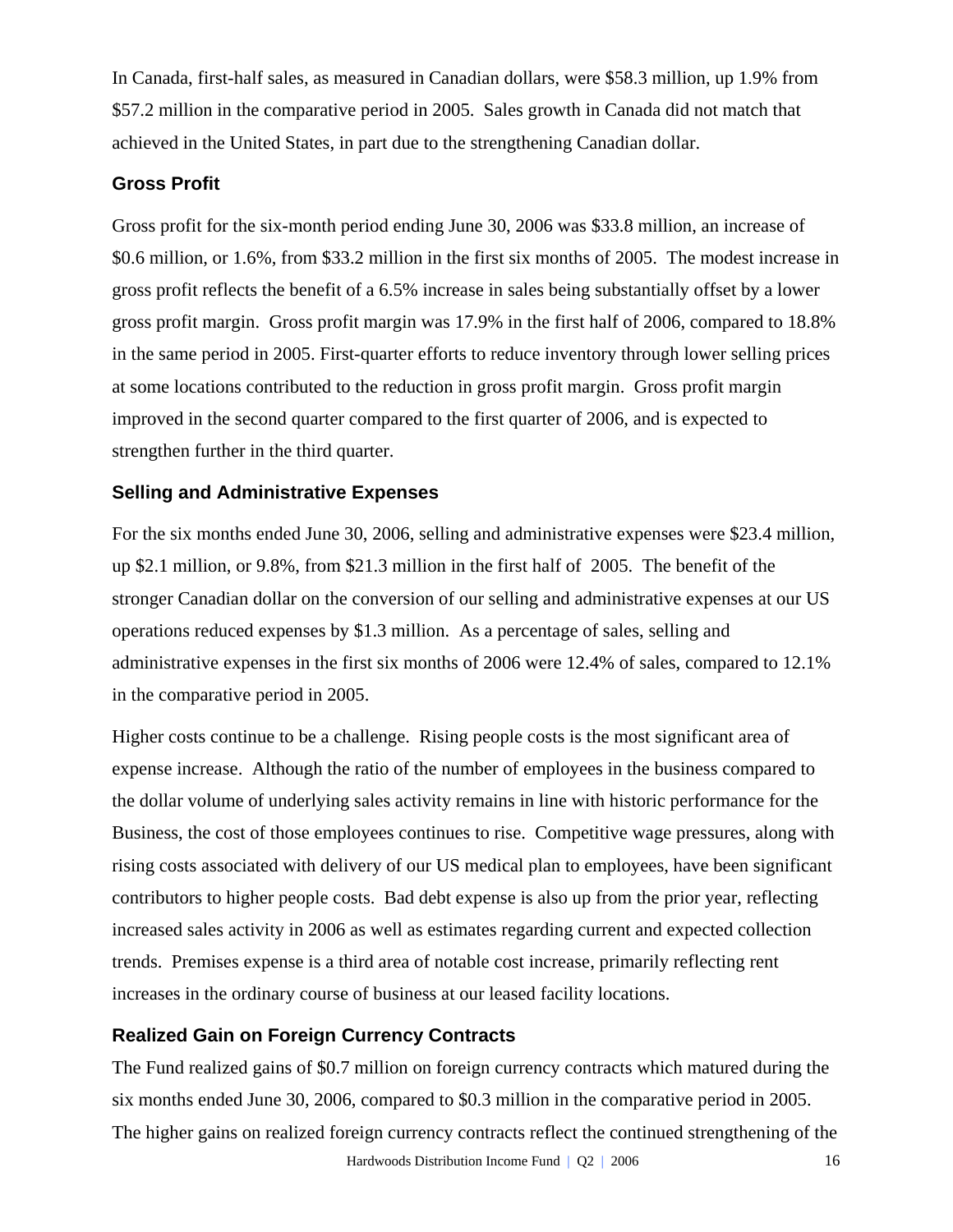In Canada, first-half sales, as measured in Canadian dollars, were $58.3 million, up 1.9% from $57.2 million in the comparative period in 2005. Sales growth in Canada did not match that achieved in the United States, in part due to the strengthening Canadian dollar.

### Gross Profit

Gross profit for the six-month period ending June 30, 2006 was $33.8 million, an increase of $0.6 million, or 1.6%, from $33.2 million in the first six months of 2005. The modest increase in gross profit reflects the benefit of a 6.5% increase in sales being substantially offset by a lower gross profit margin. Gross profit margin was 17.9% in the first half of 2006, compared to 18.8% in the same period in 2005. First-quarter efforts to reduce inventory through lower selling prices at some locations contributed to the reduction in gross profit margin. Gross profit margin improved in the second quarter compared to the first quarter of 2006, and is expected to strengthen further in the third quarter.

### Selling and Administrative Expenses

For the six months ended June 30, 2006, selling and administrative expenses were $23.4 million, up $2.1 million, or 9.8%, from $21.3 million in the first half of 2005. The benefit of the stronger Canadian dollar on the conversion of our selling and administrative expenses at our US operations reduced expenses by $1.3 million. As a percentage of sales, selling and administrative expenses in the first six months of 2006 were 12.4% of sales, compared to 12.1% in the comparative period in 2005.

Higher costs continue to be a challenge. Rising people costs is the most significant area of expense increase. Although the ratio of the number of employees in the business compared to the dollar volume of underlying sales activity remains in line with historic performance for the Business, the cost of those employees continues to rise. Competitive wage pressures, along with rising costs associated with delivery of our US medical plan to employees, have been significant contributors to higher people costs. Bad debt expense is also up from the prior year, reflecting increased sales activity in 2006 as well as estimates regarding current and expected collection trends. Premises expense is a third area of notable cost increase, primarily reflecting rent increases in the ordinary course of business at our leased facility locations.

### Realized Gain on Foreign Currency Contracts

The Fund realized gains of $0.7 million on foreign currency contracts which matured during the six months ended June 30, 2006, compared to $0.3 million in the comparative period in 2005. The higher gains on realized foreign currency contracts reflect the continued strengthening of the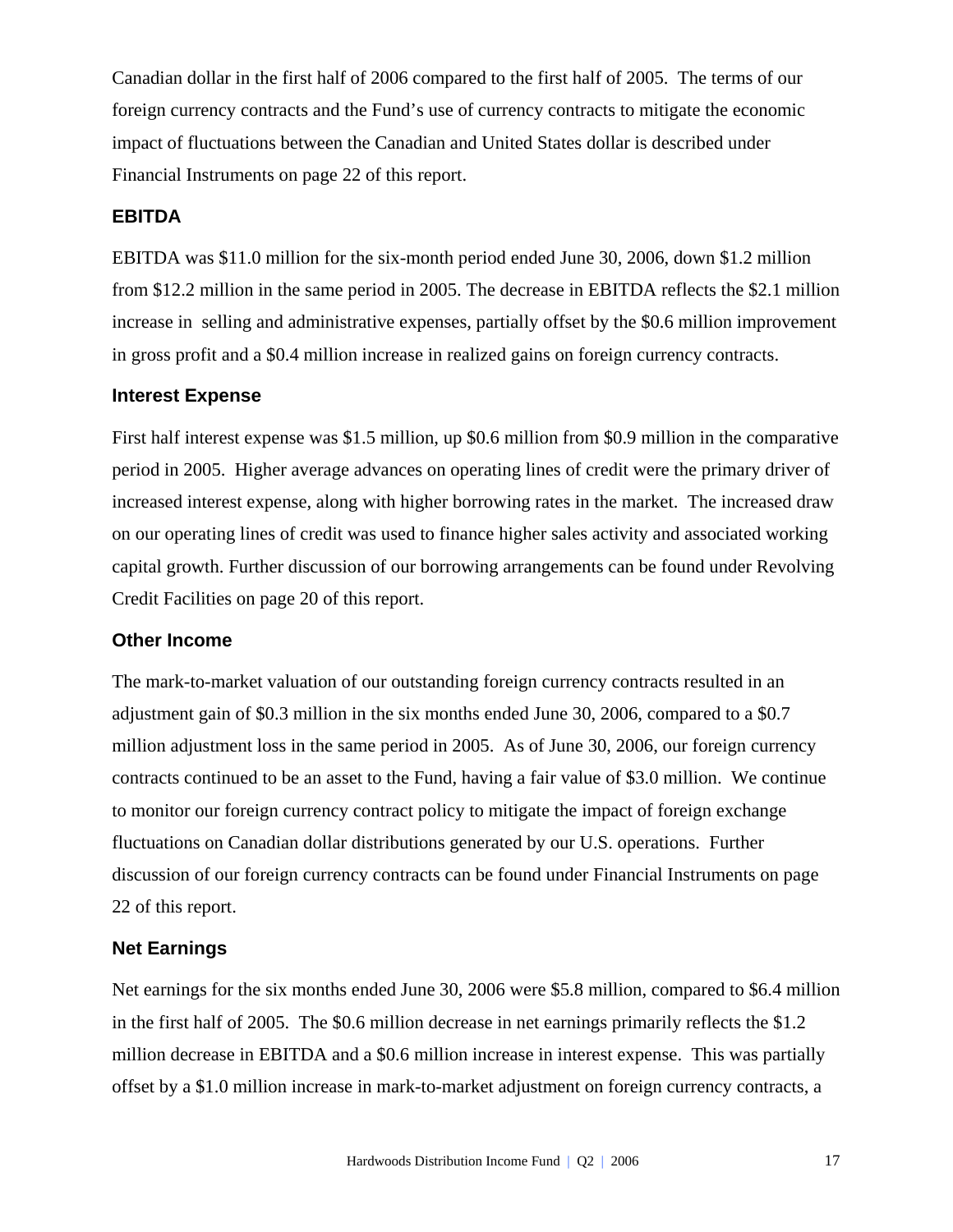Canadian dollar in the first half of 2006 compared to the first half of 2005. The terms of our foreign currency contracts and the Fund's use of currency contracts to mitigate the economic impact of fluctuations between the Canadian and United States dollar is described under Financial Instruments on page 22 of this report.

### EBITDA

EBITDA was $11.0 million for the six-month period ended June 30, 2006, down $1.2 million from $12.2 million in the same period in 2005. The decrease in EBITDA reflects the $2.1 million increase in selling and administrative expenses, partially offset by the $0.6 million improvement in gross profit and a $0.4 million increase in realized gains on foreign currency contracts.

### Interest Expense

First half interest expense was $1.5 million, up $0.6 million from $0.9 million in the comparative period in 2005. Higher average advances on operating lines of credit were the primary driver of increased interest expense, along with higher borrowing rates in the market. The increased draw on our operating lines of credit was used to finance higher sales activity and associated working capital growth. Further discussion of our borrowing arrangements can be found under Revolving Credit Facilities on page 20 of this report.

### Other Income

The mark-to-market valuation of our outstanding foreign currency contracts resulted in an adjustment gain of $0.3 million in the six months ended June 30, 2006, compared to a $0.7 million adjustment loss in the same period in 2005. As of June 30, 2006, our foreign currency contracts continued to be an asset to the Fund, having a fair value of $3.0 million. We continue to monitor our foreign currency contract policy to mitigate the impact of foreign exchange fluctuations on Canadian dollar distributions generated by our U.S. operations. Further discussion of our foreign currency contracts can be found under Financial Instruments on page 22 of this report.

### Net Earnings

Net earnings for the six months ended June 30, 2006 were $5.8 million, compared to $6.4 million in the first half of 2005. The $0.6 million decrease in net earnings primarily reflects the $1.2 million decrease in EBITDA and a $0.6 million increase in interest expense. This was partially offset by a $1.0 million increase in mark-to-market adjustment on foreign currency contracts, a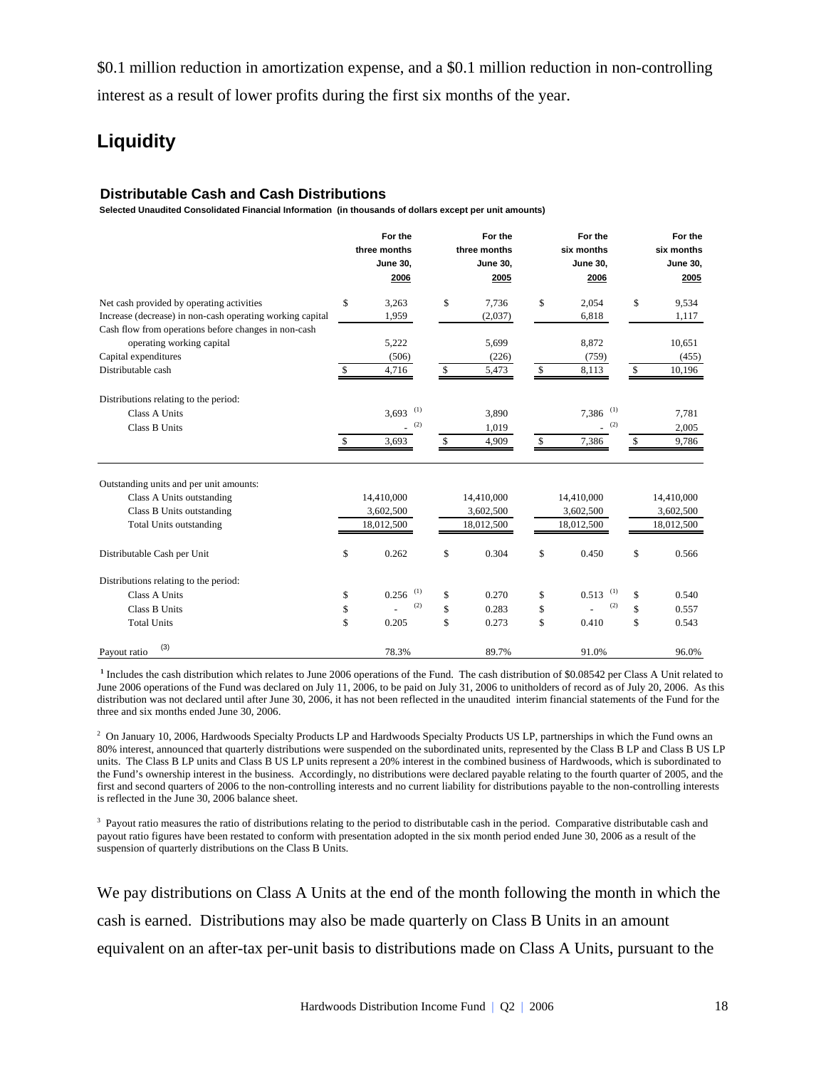$0.1 million reduction in amortization expense, and a $0.1 million reduction in non-controlling interest as a result of lower profits during the first six months of the year.

## Liquidity

### Distributable Cash and Cash Distributions

**Selected Unaudited Consolidated Financial Information (in thousands of dollars except per unit amounts)**

| | For the three months June 30, 2006 | For the three months June 30, 2005 | For the six months June 30, 2006 | For the six months June 30, 2005 |
|---|---|---|---|---|
| Net cash provided by operating activities | $ 3,263 | $ 7,736 | $ 2,054 | $ 9,534 |
| Increase (decrease) in non-cash operating working capital | 1,959 | (2,037) | 6,818 | 1,117 |
| Cash flow from operations before changes in non-cash operating working capital | 5,222 | 5,699 | 8,872 | 10,651 |
| Capital expenditures | (506) | (226) | (759) | (455) |
| Distributable cash | $ 4,716 | $ 5,473 | $ 8,113 | $ 10,196 |
| Distributions relating to the period: | | | | |
| Class A Units | 3,693 [(1)] | 3,890 | 7,386 [(1)] | 7,781 |
| Class B Units | - [(2)] | 1,019 | - [(2)] | 2,005 |
| | $ 3,693 | $ 4,909 | $ 7,386 | $ 9,786 |
| Outstanding units and per unit amounts: | | | | |
| Class A Units outstanding | 14,410,000 | 14,410,000 | 14,410,000 | 14,410,000 |
| Class B Units outstanding | 3,602,500 | 3,602,500 | 3,602,500 | 3,602,500 |
| Total Units outstanding | 18,012,500 | 18,012,500 | 18,012,500 | 18,012,500 |
| Distributable Cash per Unit | $ 0.262 | $ 0.304 | $ 0.450 | $ 0.566 |
| Distributions relating to the period: | | | | |
| Class A Units | $ 0.256 [(1)] | $ 0.270 | $ 0.513 [(1)] | $ 0.540 |
| Class B Units | $ - [(2)] | $ 0.283 | $ - [(2)] | $ 0.557 |
| Total Units | $ 0.205 | $ 0.273 | $ 0.410 | $ 0.543 |
| Payout ratio [(3)] | 78.3% | 89.7% | 91.0% | 96.0% |

[1] Includes the cash distribution which relates to June 2006 operations of the Fund. The cash distribution of $0.08542 per Class A Unit related to June 2006 operations of the Fund was declared on July 11, 2006, to be paid on July 31, 2006 to unitholders of record as of July 20, 2006. As this distribution was not declared until after June 30, 2006, it has not been reflected in the unaudited interim financial statements of the Fund for the three and six months ended June 30, 2006.

[2] On January 10, 2006, Hardwoods Specialty Products LP and Hardwoods Specialty Products US LP, partnerships in which the Fund owns an 80% interest, announced that quarterly distributions were suspended on the subordinated units, represented by the Class B LP and Class B US LP units. The Class B LP units and Class B US LP units represent a 20% interest in the combined business of Hardwoods, which is subordinated to the Fund's ownership interest in the business. Accordingly, no distributions were declared payable relating to the fourth quarter of 2005, and the first and second quarters of 2006 to the non-controlling interests and no current liability for distributions payable to the non-controlling interests is reflected in the June 30, 2006 balance sheet.

[3] Payout ratio measures the ratio of distributions relating to the period to distributable cash in the period. Comparative distributable cash and payout ratio figures have been restated to conform with presentation adopted in the six month period ended June 30, 2006 as a result of the suspension of quarterly distributions on the Class B Units.

We pay distributions on Class A Units at the end of the month following the month in which the cash is earned. Distributions may also be made quarterly on Class B Units in an amount equivalent on an after-tax per-unit basis to distributions made on Class A Units, pursuant to the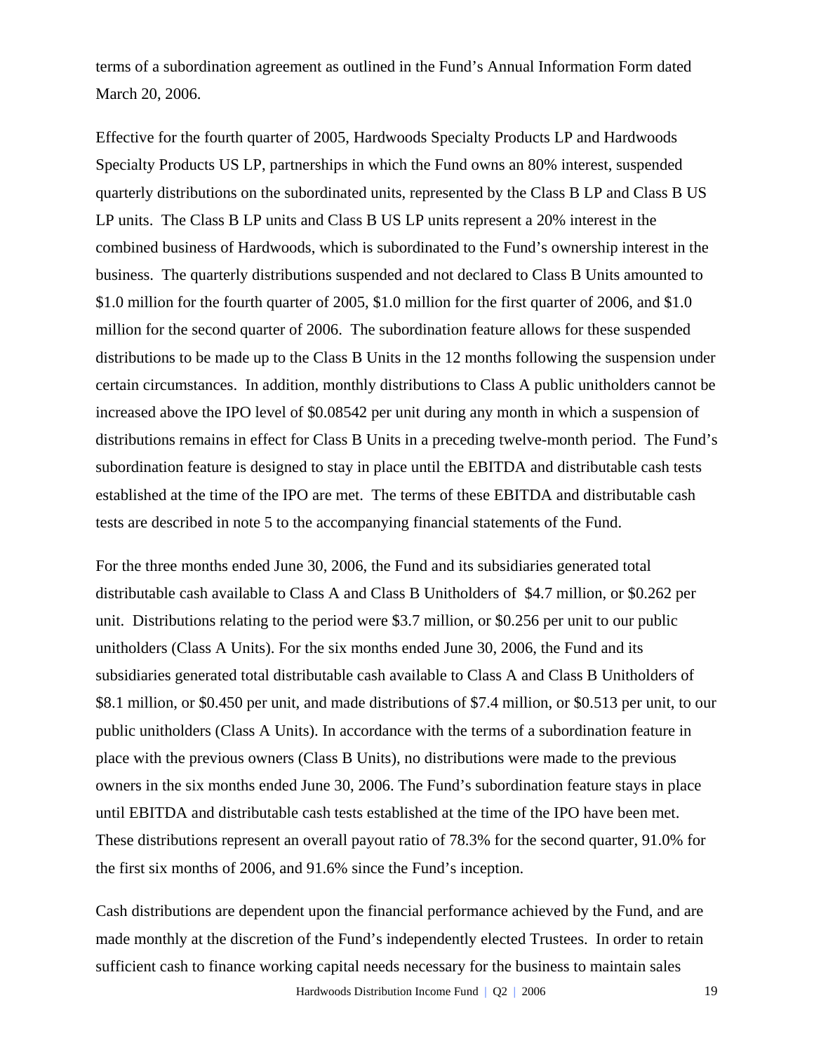terms of a subordination agreement as outlined in the Fund's Annual Information Form dated March 20, 2006.

Effective for the fourth quarter of 2005, Hardwoods Specialty Products LP and Hardwoods Specialty Products US LP, partnerships in which the Fund owns an 80% interest, suspended quarterly distributions on the subordinated units, represented by the Class B LP and Class B US LP units. The Class B LP units and Class B US LP units represent a 20% interest in the combined business of Hardwoods, which is subordinated to the Fund's ownership interest in the business. The quarterly distributions suspended and not declared to Class B Units amounted to $1.0 million for the fourth quarter of 2005, $1.0 million for the first quarter of 2006, and $1.0 million for the second quarter of 2006. The subordination feature allows for these suspended distributions to be made up to the Class B Units in the 12 months following the suspension under certain circumstances. In addition, monthly distributions to Class A public unitholders cannot be increased above the IPO level of $0.08542 per unit during any month in which a suspension of distributions remains in effect for Class B Units in a preceding twelve-month period. The Fund's subordination feature is designed to stay in place until the EBITDA and distributable cash tests established at the time of the IPO are met. The terms of these EBITDA and distributable cash tests are described in note 5 to the accompanying financial statements of the Fund.

For the three months ended June 30, 2006, the Fund and its subsidiaries generated total distributable cash available to Class A and Class B Unitholders of $4.7 million, or $0.262 per unit. Distributions relating to the period were $3.7 million, or $0.256 per unit to our public unitholders (Class A Units). For the six months ended June 30, 2006, the Fund and its subsidiaries generated total distributable cash available to Class A and Class B Unitholders of $8.1 million, or $0.450 per unit, and made distributions of $7.4 million, or $0.513 per unit, to our public unitholders (Class A Units). In accordance with the terms of a subordination feature in place with the previous owners (Class B Units), no distributions were made to the previous owners in the six months ended June 30, 2006. The Fund's subordination feature stays in place until EBITDA and distributable cash tests established at the time of the IPO have been met. These distributions represent an overall payout ratio of 78.3% for the second quarter, 91.0% for the first six months of 2006, and 91.6% since the Fund's inception.

Cash distributions are dependent upon the financial performance achieved by the Fund, and are made monthly at the discretion of the Fund's independently elected Trustees. In order to retain sufficient cash to finance working capital needs necessary for the business to maintain sales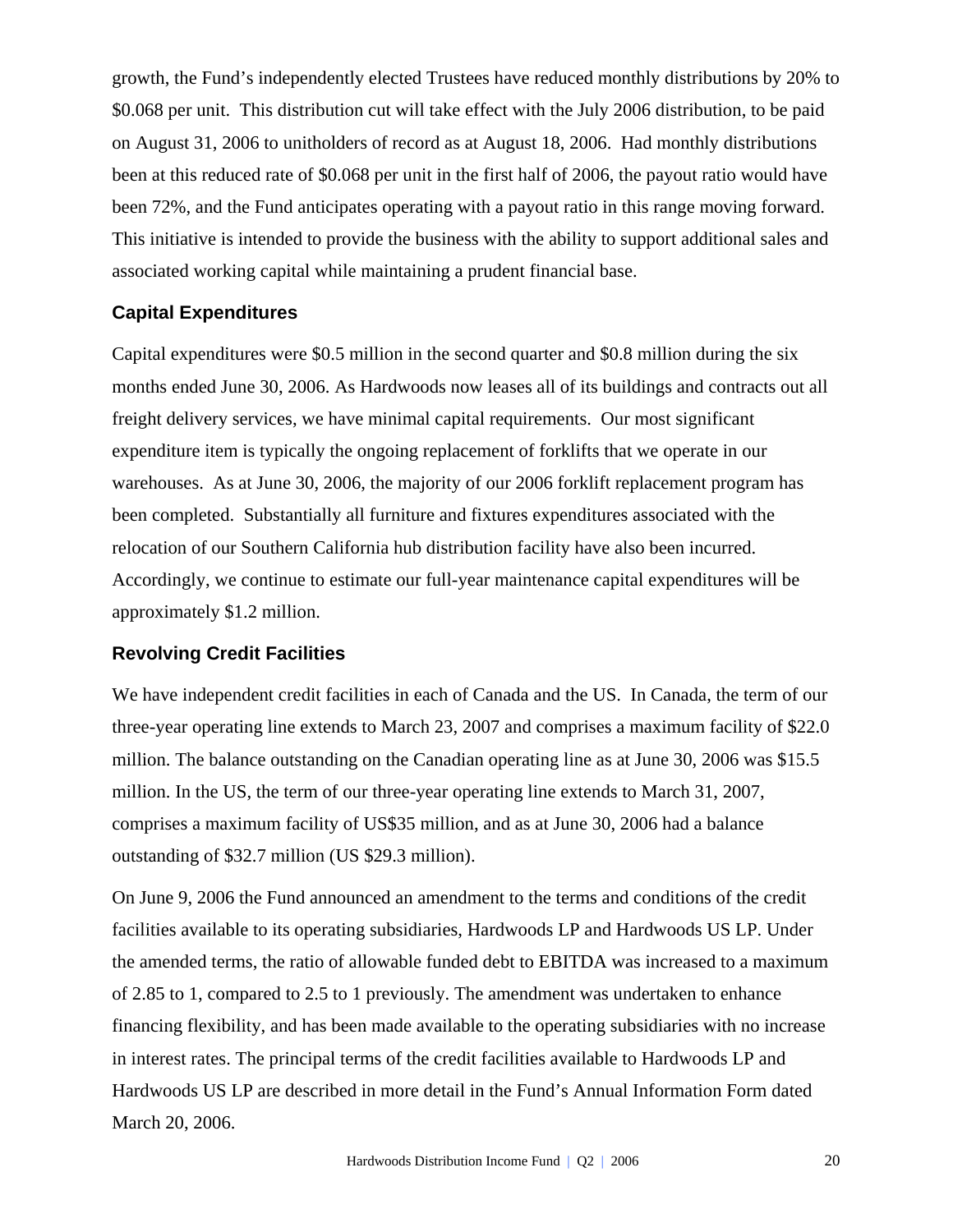growth, the Fund's independently elected Trustees have reduced monthly distributions by 20% to $0.068 per unit. This distribution cut will take effect with the July 2006 distribution, to be paid on August 31, 2006 to unitholders of record as at August 18, 2006. Had monthly distributions been at this reduced rate of $0.068 per unit in the first half of 2006, the payout ratio would have been 72%, and the Fund anticipates operating with a payout ratio in this range moving forward. This initiative is intended to provide the business with the ability to support additional sales and associated working capital while maintaining a prudent financial base.

### Capital Expenditures

Capital expenditures were $0.5 million in the second quarter and $0.8 million during the six months ended June 30, 2006. As Hardwoods now leases all of its buildings and contracts out all freight delivery services, we have minimal capital requirements. Our most significant expenditure item is typically the ongoing replacement of forklifts that we operate in our warehouses. As at June 30, 2006, the majority of our 2006 forklift replacement program has been completed. Substantially all furniture and fixtures expenditures associated with the relocation of our Southern California hub distribution facility have also been incurred. Accordingly, we continue to estimate our full-year maintenance capital expenditures will be approximately $1.2 million.

### Revolving Credit Facilities

We have independent credit facilities in each of Canada and the US. In Canada, the term of our three-year operating line extends to March 23, 2007 and comprises a maximum facility of $22.0 million. The balance outstanding on the Canadian operating line as at June 30, 2006 was $15.5 million. In the US, the term of our three-year operating line extends to March 31, 2007, comprises a maximum facility of US$35 million, and as at June 30, 2006 had a balance outstanding of $32.7 million (US $29.3 million).

On June 9, 2006 the Fund announced an amendment to the terms and conditions of the credit facilities available to its operating subsidiaries, Hardwoods LP and Hardwoods US LP. Under the amended terms, the ratio of allowable funded debt to EBITDA was increased to a maximum of 2.85 to 1, compared to 2.5 to 1 previously. The amendment was undertaken to enhance financing flexibility, and has been made available to the operating subsidiaries with no increase in interest rates. The principal terms of the credit facilities available to Hardwoods LP and Hardwoods US LP are described in more detail in the Fund's Annual Information Form dated March 20, 2006.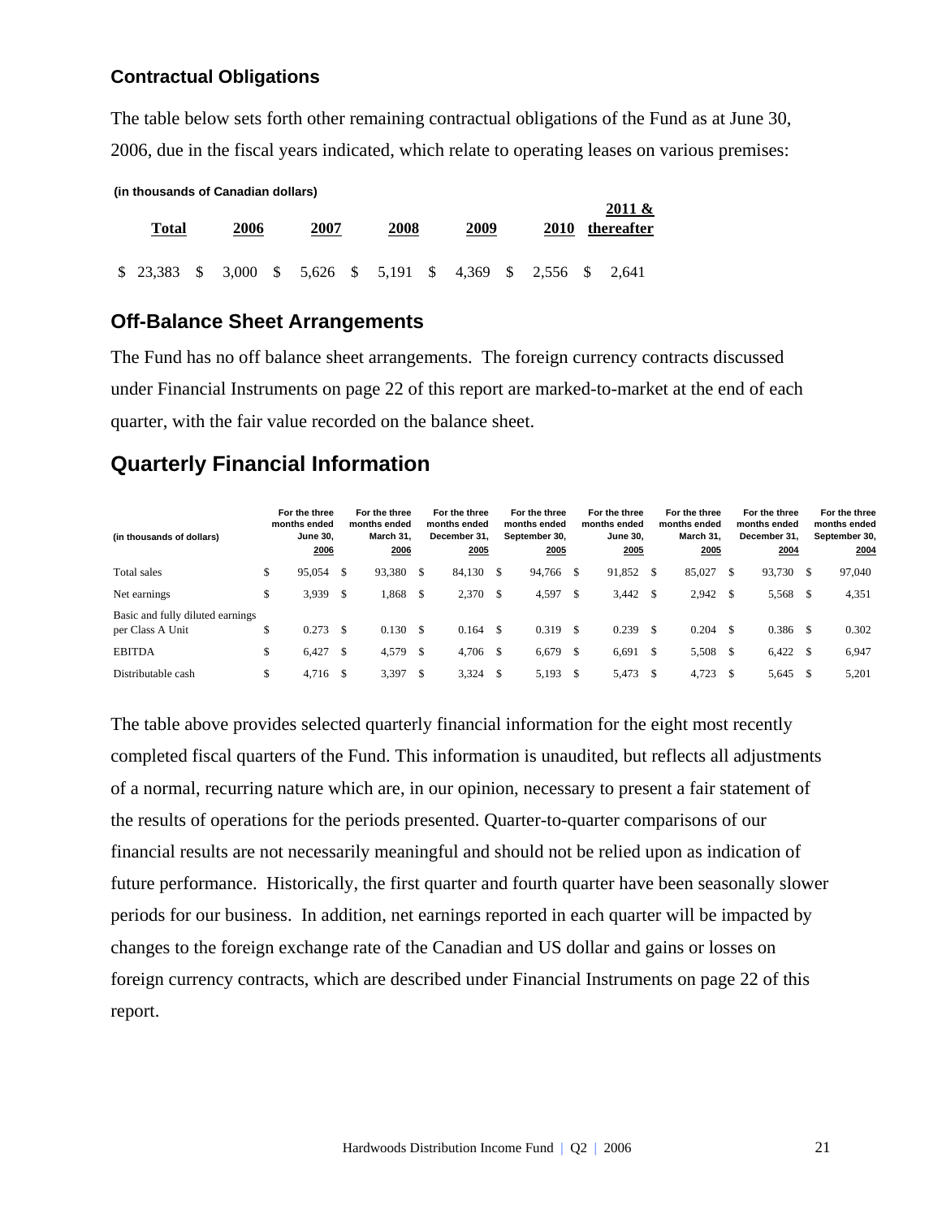## Contractual Obligations

The table below sets forth other remaining contractual obligations of the Fund as at June 30, 2006, due in the fiscal years indicated, which relate to operating leases on various premises:

**(in thousands of Canadian dollars)**

| Total | 2006 | 2007 | 2008 | 2009 | 2010 | 2011 & thereafter |
|---|---|---|---|---|---|---|
| $ 23,383 | $ 3,000 | $ 5,626 | $ 5,191 | $ 4,369 | $ 2,556 | $ 2,641 |

## Off-Balance Sheet Arrangements

The Fund has no off balance sheet arrangements. The foreign currency contracts discussed under Financial Instruments on page 22 of this report are marked-to-market at the end of each quarter, with the fair value recorded on the balance sheet.

## Quarterly Financial Information

| (in thousands of dollars) | For the three months ended June 30, 2006 | For the three months ended March 31, 2006 | For the three months ended December 31, 2005 | For the three months ended September 30, 2005 | For the three months ended June 30, 2005 | For the three months ended March 31, 2005 | For the three months ended December 31, 2004 | For the three months ended September 30, 2004 |
|---|---|---|---|---|---|---|---|---|
| Total sales | $ 95,054 | $ 93,380 | $ 84,130 | $ 94,766 | $ 91,852 | $ 85,027 | $ 93,730 | $ 97,040 |
| Net earnings | $ 3,939 | $ 1,868 | $ 2,370 | $ 4,597 | $ 3,442 | $ 2,942 | $ 5,568 | $ 4,351 |
| Basic and fully diluted earnings per Class A Unit | $ 0.273 | $ 0.130 | $ 0.164 | $ 0.319 | $ 0.239 | $ 0.204 | $ 0.386 | $ 0.302 |
| EBITDA | $ 6,427 | $ 4,579 | $ 4,706 | $ 6,679 | $ 6,691 | $ 5,508 | $ 6,422 | $ 6,947 |
| Distributable cash | $ 4,716 | $ 3,397 | $ 3,324 | $ 5,193 | $ 5,473 | $ 4,723 | $ 5,645 | $ 5,201 |

The table above provides selected quarterly financial information for the eight most recently completed fiscal quarters of the Fund. This information is unaudited, but reflects all adjustments of a normal, recurring nature which are, in our opinion, necessary to present a fair statement of the results of operations for the periods presented. Quarter-to-quarter comparisons of our financial results are not necessarily meaningful and should not be relied upon as indication of future performance. Historically, the first quarter and fourth quarter have been seasonally slower periods for our business. In addition, net earnings reported in each quarter will be impacted by changes to the foreign exchange rate of the Canadian and US dollar and gains or losses on foreign currency contracts, which are described under Financial Instruments on page 22 of this report.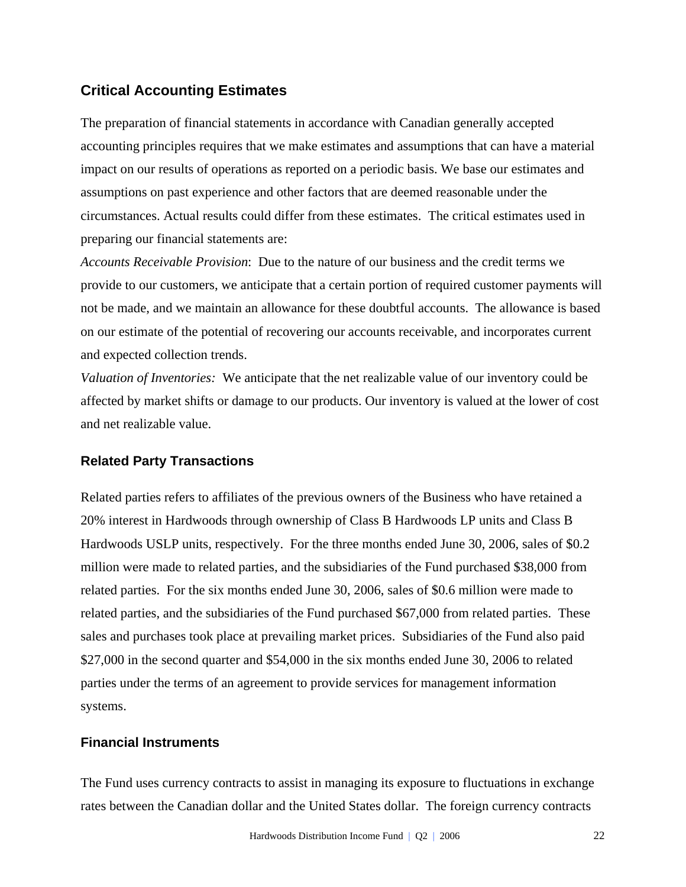## Critical Accounting Estimates

The preparation of financial statements in accordance with Canadian generally accepted accounting principles requires that we make estimates and assumptions that can have a material impact on our results of operations as reported on a periodic basis. We base our estimates and assumptions on past experience and other factors that are deemed reasonable under the circumstances. Actual results could differ from these estimates. The critical estimates used in preparing our financial statements are:

*Accounts Receivable Provision*: Due to the nature of our business and the credit terms we provide to our customers, we anticipate that a certain portion of required customer payments will not be made, and we maintain an allowance for these doubtful accounts. The allowance is based on our estimate of the potential of recovering our accounts receivable, and incorporates current and expected collection trends.

*Valuation of Inventories:* We anticipate that the net realizable value of our inventory could be affected by market shifts or damage to our products. Our inventory is valued at the lower of cost and net realizable value.

### Related Party Transactions

Related parties refers to affiliates of the previous owners of the Business who have retained a 20% interest in Hardwoods through ownership of Class B Hardwoods LP units and Class B Hardwoods USLP units, respectively. For the three months ended June 30, 2006, sales of $0.2 million were made to related parties, and the subsidiaries of the Fund purchased $38,000 from related parties. For the six months ended June 30, 2006, sales of $0.6 million were made to related parties, and the subsidiaries of the Fund purchased $67,000 from related parties. These sales and purchases took place at prevailing market prices. Subsidiaries of the Fund also paid $27,000 in the second quarter and $54,000 in the six months ended June 30, 2006 to related parties under the terms of an agreement to provide services for management information systems.

### Financial Instruments

The Fund uses currency contracts to assist in managing its exposure to fluctuations in exchange rates between the Canadian dollar and the United States dollar. The foreign currency contracts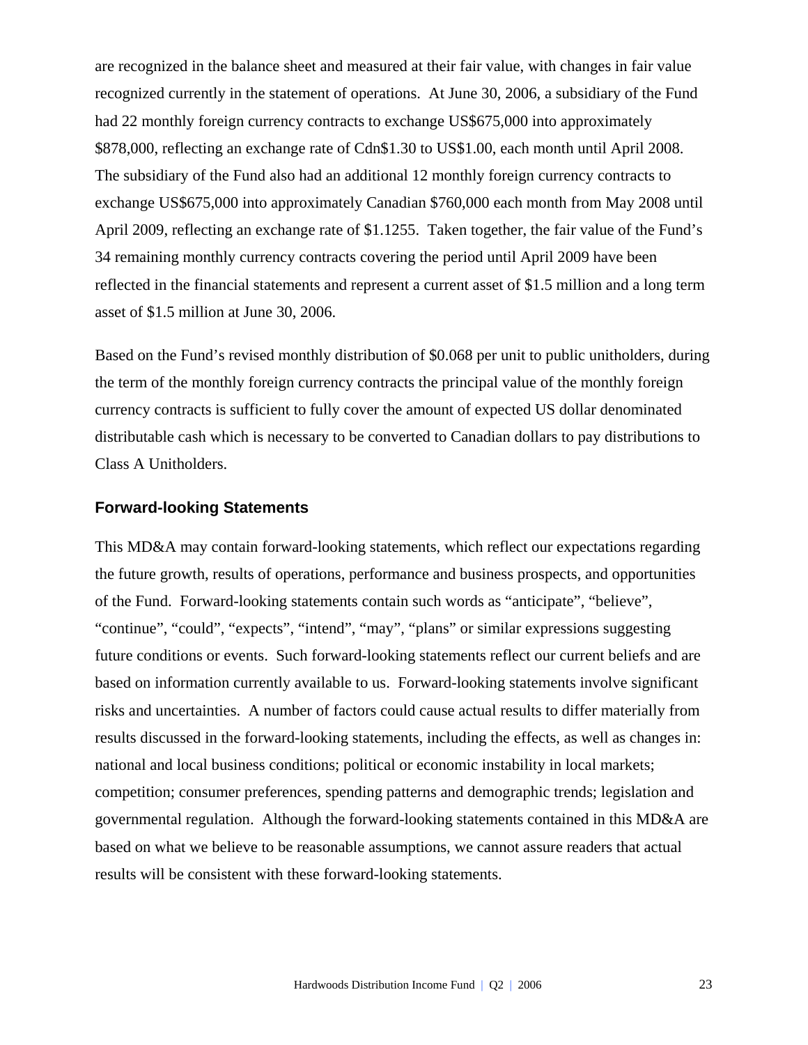are recognized in the balance sheet and measured at their fair value, with changes in fair value recognized currently in the statement of operations. At June 30, 2006, a subsidiary of the Fund had 22 monthly foreign currency contracts to exchange US$675,000 into approximately $878,000, reflecting an exchange rate of Cdn$1.30 to US$1.00, each month until April 2008. The subsidiary of the Fund also had an additional 12 monthly foreign currency contracts to exchange US$675,000 into approximately Canadian $760,000 each month from May 2008 until April 2009, reflecting an exchange rate of $1.1255. Taken together, the fair value of the Fund's 34 remaining monthly currency contracts covering the period until April 2009 have been reflected in the financial statements and represent a current asset of $1.5 million and a long term asset of $1.5 million at June 30, 2006.

Based on the Fund's revised monthly distribution of $0.068 per unit to public unitholders, during the term of the monthly foreign currency contracts the principal value of the monthly foreign currency contracts is sufficient to fully cover the amount of expected US dollar denominated distributable cash which is necessary to be converted to Canadian dollars to pay distributions to Class A Unitholders.

## Forward-looking Statements

This MD&A may contain forward-looking statements, which reflect our expectations regarding the future growth, results of operations, performance and business prospects, and opportunities of the Fund. Forward-looking statements contain such words as "anticipate", "believe", "continue", "could", "expects", "intend", "may", "plans" or similar expressions suggesting future conditions or events. Such forward-looking statements reflect our current beliefs and are based on information currently available to us. Forward-looking statements involve significant risks and uncertainties. A number of factors could cause actual results to differ materially from results discussed in the forward-looking statements, including the effects, as well as changes in: national and local business conditions; political or economic instability in local markets; competition; consumer preferences, spending patterns and demographic trends; legislation and governmental regulation. Although the forward-looking statements contained in this MD&A are based on what we believe to be reasonable assumptions, we cannot assure readers that actual results will be consistent with these forward-looking statements.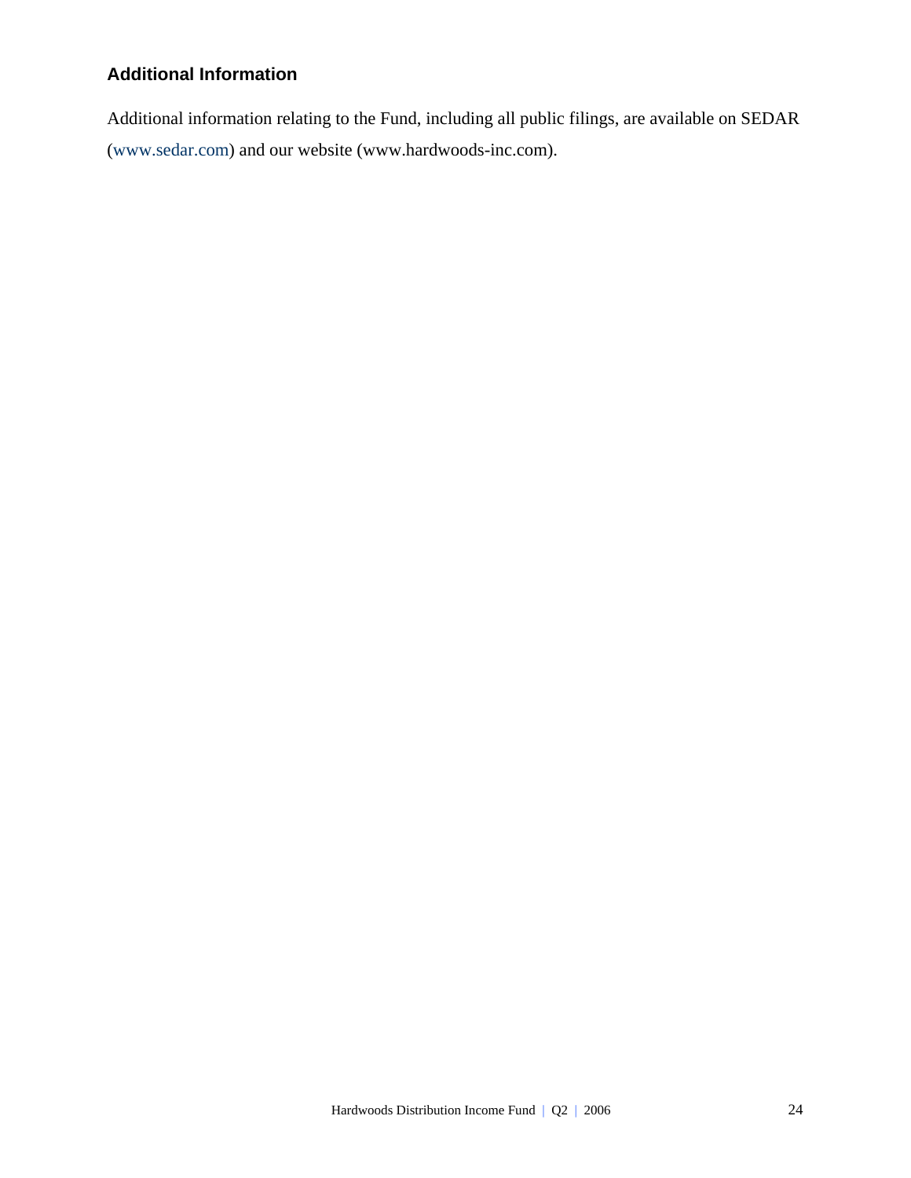## Additional Information

Additional information relating to the Fund, including all public filings, are available on SEDAR (www.sedar.com) and our website (www.hardwoods-inc.com).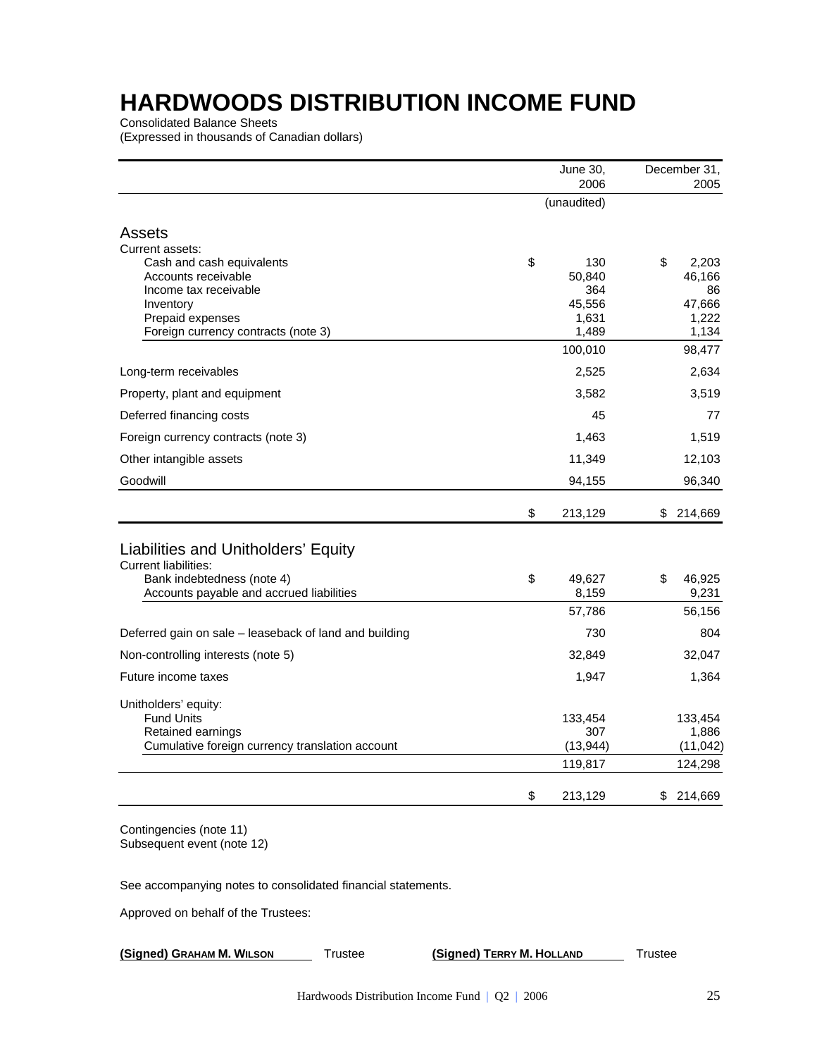# HARDWOODS DISTRIBUTION INCOME FUND

Consolidated Balance Sheets
(Expressed in thousands of Canadian dollars)

| | June 30, 2006 | December 31, 2005 |
|---|---|---|
| | (unaudited) | |
| **Assets** | | |
| Current assets: | | |
| Cash and cash equivalents | $ 130 | $ 2,203 |
| Accounts receivable | 50,840 | 46,166 |
| Income tax receivable | 364 | 86 |
| Inventory | 45,556 | 47,666 |
| Prepaid expenses | 1,631 | 1,222 |
| Foreign currency contracts (note 3) | 1,489 | 1,134 |
| | 100,010 | 98,477 |
| Long-term receivables | 2,525 | 2,634 |
| Property, plant and equipment | 3,582 | 3,519 |
| Deferred financing costs | 45 | 77 |
| Foreign currency contracts (note 3) | 1,463 | 1,519 |
| Other intangible assets | 11,349 | 12,103 |
| Goodwill | 94,155 | 96,340 |
| | $ 213,129 | $ 214,669 |
| **Liabilities and Unitholders' Equity** | | |
| Current liabilities: | | |
| Bank indebtedness (note 4) | $ 49,627 | $ 46,925 |
| Accounts payable and accrued liabilities | 8,159 | 9,231 |
| | 57,786 | 56,156 |
| Deferred gain on sale – leaseback of land and building | 730 | 804 |
| Non-controlling interests (note 5) | 32,849 | 32,047 |
| Future income taxes | 1,947 | 1,364 |
| Unitholders' equity: | | |
| Fund Units | 133,454 | 133,454 |
| Retained earnings | 307 | 1,886 |
| Cumulative foreign currency translation account | (13,944) | (11,042) |
| | 119,817 | 124,298 |
| | $ 213,129 | $ 214,669 |

Contingencies (note 11)
Subsequent event (note 12)

See accompanying notes to consolidated financial statements.

Approved on behalf of the Trustees:

**(Signed) GRAHAM M. WILSON** Trustee     **(Signed) TERRY M. HOLLAND** Trustee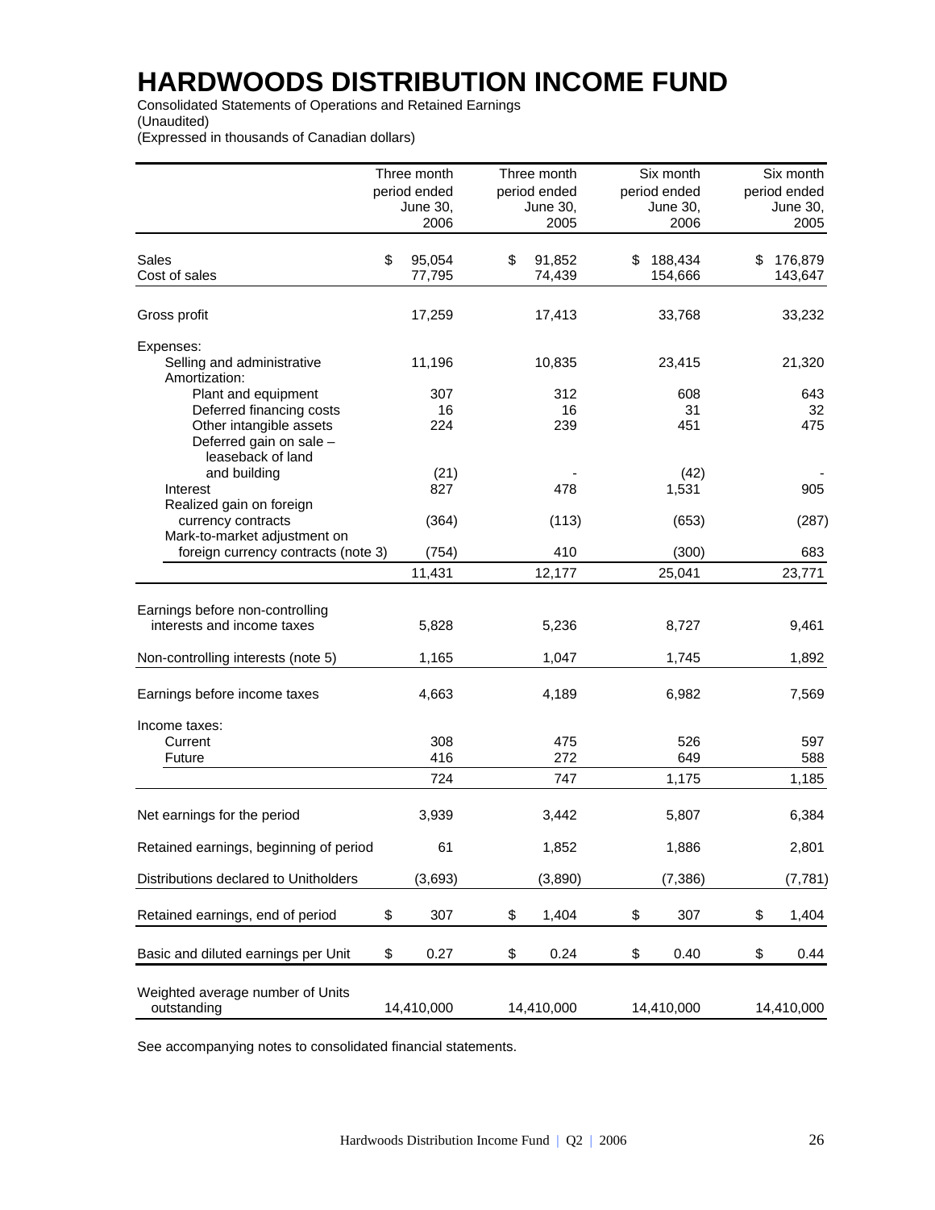# HARDWOODS DISTRIBUTION INCOME FUND

Consolidated Statements of Operations and Retained Earnings
(Unaudited)
(Expressed in thousands of Canadian dollars)

| | Three month period ended June 30, 2006 | Three month period ended June 30, 2005 | Six month period ended June 30, 2006 | Six month period ended June 30, 2005 |
|---|---|---|---|---|
| Sales | $ 95,054 | $ 91,852 | $ 188,434 | $ 176,879 |
| Cost of sales | 77,795 | 74,439 | 154,666 | 143,647 |
| Gross profit | 17,259 | 17,413 | 33,768 | 33,232 |
| Expenses: | | | | |
| Selling and administrative | 11,196 | 10,835 | 23,415 | 21,320 |
| Amortization: | | | | |
| Plant and equipment | 307 | 312 | 608 | 643 |
| Deferred financing costs | 16 | 16 | 31 | 32 |
| Other intangible assets | 224 | 239 | 451 | 475 |
| Deferred gain on sale – leaseback of land and building | (21) | - | (42) | - |
| Interest | 827 | 478 | 1,531 | 905 |
| Realized gain on foreign currency contracts | (364) | (113) | (653) | (287) |
| Mark-to-market adjustment on foreign currency contracts (note 3) | (754) | 410 | (300) | 683 |
| | 11,431 | 12,177 | 25,041 | 23,771 |
| Earnings before non-controlling interests and income taxes | 5,828 | 5,236 | 8,727 | 9,461 |
| Non-controlling interests (note 5) | 1,165 | 1,047 | 1,745 | 1,892 |
| Earnings before income taxes | 4,663 | 4,189 | 6,982 | 7,569 |
| Income taxes: | | | | |
| Current | 308 | 475 | 526 | 597 |
| Future | 416 | 272 | 649 | 588 |
| | 724 | 747 | 1,175 | 1,185 |
| Net earnings for the period | 3,939 | 3,442 | 5,807 | 6,384 |
| Retained earnings, beginning of period | 61 | 1,852 | 1,886 | 2,801 |
| Distributions declared to Unitholders | (3,693) | (3,890) | (7,386) | (7,781) |
| Retained earnings, end of period | $ 307 | $ 1,404 | $ 307 | $ 1,404 |
| Basic and diluted earnings per Unit | $ 0.27 | $ 0.24 | $ 0.40 | $ 0.44 |
| Weighted average number of Units outstanding | 14,410,000 | 14,410,000 | 14,410,000 | 14,410,000 |

See accompanying notes to consolidated financial statements.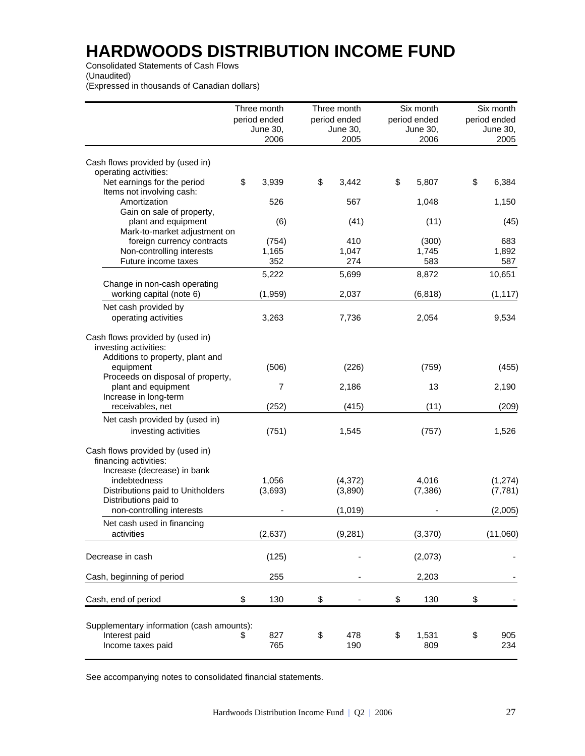# HARDWOODS DISTRIBUTION INCOME FUND

Consolidated Statements of Cash Flows
(Unaudited)
(Expressed in thousands of Canadian dollars)

| | Three month period ended June 30, 2006 | Three month period ended June 30, 2005 | Six month period ended June 30, 2006 | Six month period ended June 30, 2005 |
|---|---|---|---|---|
| Cash flows provided by (used in) operating activities: | | | | |
| Net earnings for the period | $ 3,939 | $ 3,442 | $ 5,807 | $ 6,384 |
| Items not involving cash: | | | | |
| Amortization | 526 | 567 | 1,048 | 1,150 |
| Gain on sale of property, plant and equipment | (6) | (41) | (11) | (45) |
| Mark-to-market adjustment on foreign currency contracts | (754) | 410 | (300) | 683 |
| Non-controlling interests | 1,165 | 1,047 | 1,745 | 1,892 |
| Future income taxes | 352 | 274 | 583 | 587 |
| | 5,222 | 5,699 | 8,872 | 10,651 |
| Change in non-cash operating working capital (note 6) | (1,959) | 2,037 | (6,818) | (1,117) |
| Net cash provided by operating activities | 3,263 | 7,736 | 2,054 | 9,534 |
| Cash flows provided by (used in) investing activities: | | | | |
| Additions to property, plant and equipment | (506) | (226) | (759) | (455) |
| Proceeds on disposal of property, plant and equipment | 7 | 2,186 | 13 | 2,190 |
| Increase in long-term receivables, net | (252) | (415) | (11) | (209) |
| Net cash provided by (used in) investing activities | (751) | 1,545 | (757) | 1,526 |
| Cash flows provided by (used in) financing activities: | | | | |
| Increase (decrease) in bank indebtedness | 1,056 | (4,372) | 4,016 | (1,274) |
| Distributions paid to Unitholders | (3,693) | (3,890) | (7,386) | (7,781) |
| Distributions paid to non-controlling interests | - | (1,019) | - | (2,005) |
| Net cash used in financing activities | (2,637) | (9,281) | (3,370) | (11,060) |
| Decrease in cash | (125) | - | (2,073) | - |
| Cash, beginning of period | 255 | - | 2,203 | - |
| Cash, end of period | $ 130 | $ - | $ 130 | $ - |
| Supplementary information (cash amounts): | | | | |
| Interest paid | $ 827 | $ 478 | $ 1,531 | $ 905 |
| Income taxes paid | 765 | 190 | 809 | 234 |

See accompanying notes to consolidated financial statements.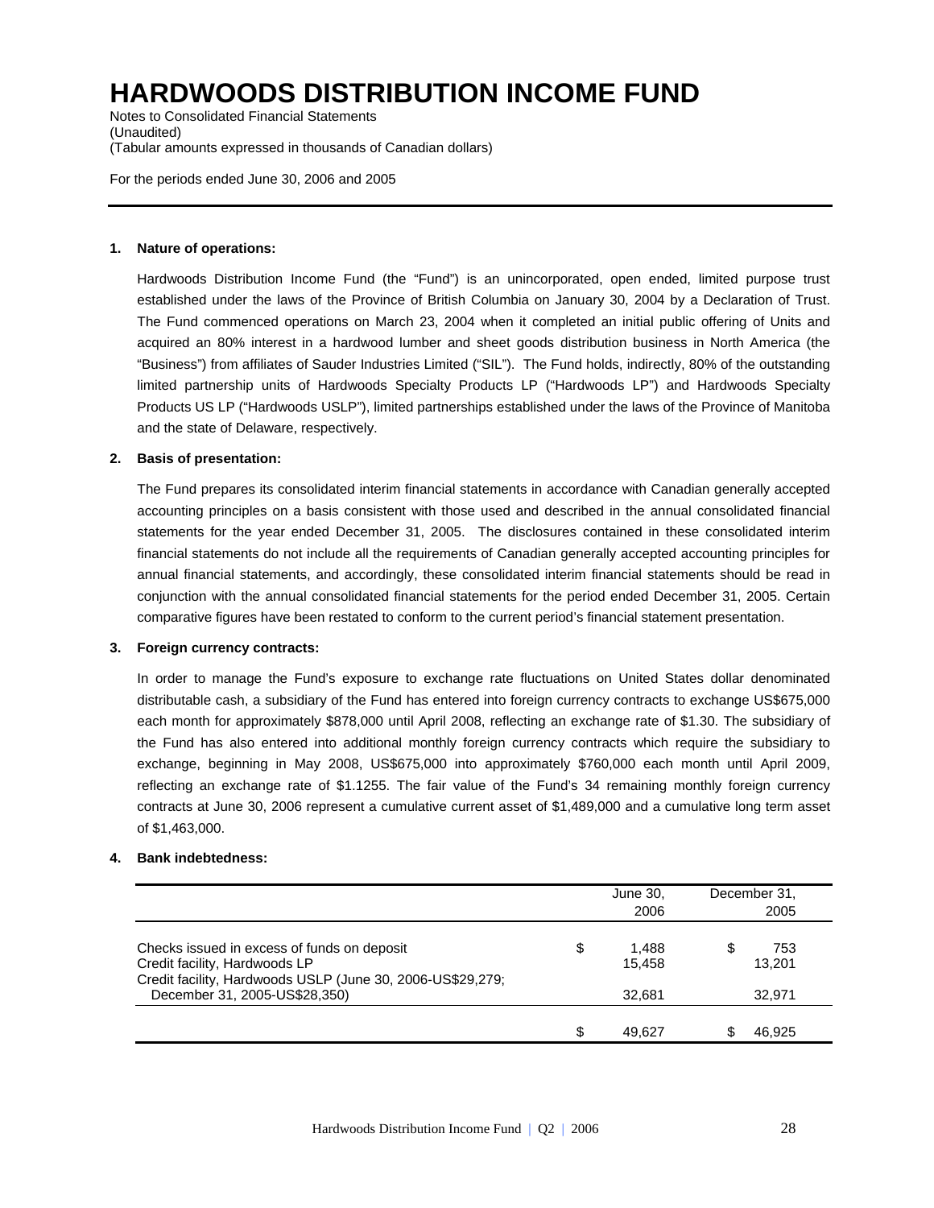# HARDWOODS DISTRIBUTION INCOME FUND

Notes to Consolidated Financial Statements
(Unaudited)
(Tabular amounts expressed in thousands of Canadian dollars)

For the periods ended June 30, 2006 and 2005

**1. Nature of operations:**

Hardwoods Distribution Income Fund (the "Fund") is an unincorporated, open ended, limited purpose trust established under the laws of the Province of British Columbia on January 30, 2004 by a Declaration of Trust. The Fund commenced operations on March 23, 2004 when it completed an initial public offering of Units and acquired an 80% interest in a hardwood lumber and sheet goods distribution business in North America (the "Business") from affiliates of Sauder Industries Limited ("SIL"). The Fund holds, indirectly, 80% of the outstanding limited partnership units of Hardwoods Specialty Products LP ("Hardwoods LP") and Hardwoods Specialty Products US LP ("Hardwoods USLP"), limited partnerships established under the laws of the Province of Manitoba and the state of Delaware, respectively.

**2. Basis of presentation:**

The Fund prepares its consolidated interim financial statements in accordance with Canadian generally accepted accounting principles on a basis consistent with those used and described in the annual consolidated financial statements for the year ended December 31, 2005. The disclosures contained in these consolidated interim financial statements do not include all the requirements of Canadian generally accepted accounting principles for annual financial statements, and accordingly, these consolidated interim financial statements should be read in conjunction with the annual consolidated financial statements for the period ended December 31, 2005. Certain comparative figures have been restated to conform to the current period's financial statement presentation.

**3. Foreign currency contracts:**

In order to manage the Fund's exposure to exchange rate fluctuations on United States dollar denominated distributable cash, a subsidiary of the Fund has entered into foreign currency contracts to exchange US$675,000 each month for approximately $878,000 until April 2008, reflecting an exchange rate of $1.30. The subsidiary of the Fund has also entered into additional monthly foreign currency contracts which require the subsidiary to exchange, beginning in May 2008, US$675,000 into approximately $760,000 each month until April 2009, reflecting an exchange rate of $1.1255. The fair value of the Fund's 34 remaining monthly foreign currency contracts at June 30, 2006 represent a cumulative current asset of $1,489,000 and a cumulative long term asset of $1,463,000.

**4. Bank indebtedness:**

| | June 30, 2006 | December 31, 2005 |
|---|---|---|
| Checks issued in excess of funds on deposit | $ 1,488 | $ 753 |
| Credit facility, Hardwoods LP | 15,458 | 13,201 |
| Credit facility, Hardwoods USLP (June 30, 2006-US$29,279; December 31, 2005-US$28,350) | 32,681 | 32,971 |
| | $ 49,627 | $ 46,925 |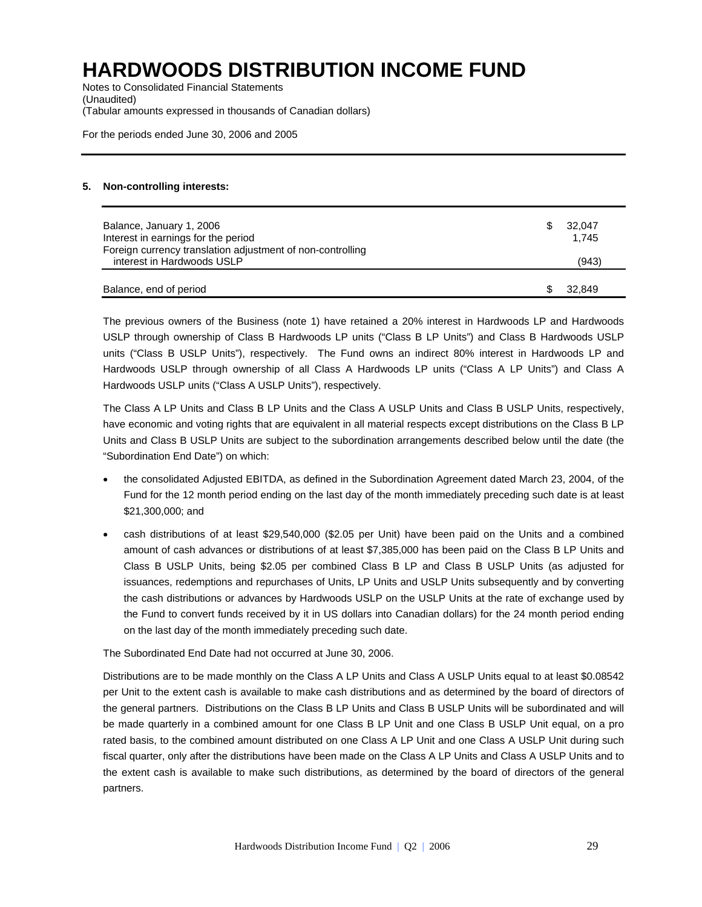# HARDWOODS DISTRIBUTION INCOME FUND

Notes to Consolidated Financial Statements
(Unaudited)
(Tabular amounts expressed in thousands of Canadian dollars)

For the periods ended June 30, 2006 and 2005

**5. Non-controlling interests:**

| | |
|---|---|
| Balance, January 1, 2006 | $ 32,047 |
| Interest in earnings for the period | 1,745 |
| Foreign currency translation adjustment of non-controlling interest in Hardwoods USLP | (943) |
| Balance, end of period | $ 32,849 |

The previous owners of the Business (note 1) have retained a 20% interest in Hardwoods LP and Hardwoods USLP through ownership of Class B Hardwoods LP units ("Class B LP Units") and Class B Hardwoods USLP units ("Class B USLP Units"), respectively. The Fund owns an indirect 80% interest in Hardwoods LP and Hardwoods USLP through ownership of all Class A Hardwoods LP units ("Class A LP Units") and Class A Hardwoods USLP units ("Class A USLP Units"), respectively.

The Class A LP Units and Class B LP Units and the Class A USLP Units and Class B USLP Units, respectively, have economic and voting rights that are equivalent in all material respects except distributions on the Class B LP Units and Class B USLP Units are subject to the subordination arrangements described below until the date (the "Subordination End Date") on which:

- the consolidated Adjusted EBITDA, as defined in the Subordination Agreement dated March 23, 2004, of the Fund for the 12 month period ending on the last day of the month immediately preceding such date is at least $21,300,000; and
- cash distributions of at least $29,540,000 ($2.05 per Unit) have been paid on the Units and a combined amount of cash advances or distributions of at least $7,385,000 has been paid on the Class B LP Units and Class B USLP Units, being $2.05 per combined Class B LP and Class B USLP Units (as adjusted for issuances, redemptions and repurchases of Units, LP Units and USLP Units subsequently and by converting the cash distributions or advances by Hardwoods USLP on the USLP Units at the rate of exchange used by the Fund to convert funds received by it in US dollars into Canadian dollars) for the 24 month period ending on the last day of the month immediately preceding such date.

The Subordinated End Date had not occurred at June 30, 2006.

Distributions are to be made monthly on the Class A LP Units and Class A USLP Units equal to at least $0.08542 per Unit to the extent cash is available to make cash distributions and as determined by the board of directors of the general partners. Distributions on the Class B LP Units and Class B USLP Units will be subordinated and will be made quarterly in a combined amount for one Class B LP Unit and one Class B USLP Unit equal, on a pro rated basis, to the combined amount distributed on one Class A LP Unit and one Class A USLP Unit during such fiscal quarter, only after the distributions have been made on the Class A LP Units and Class A USLP Units and to the extent cash is available to make such distributions, as determined by the board of directors of the general partners.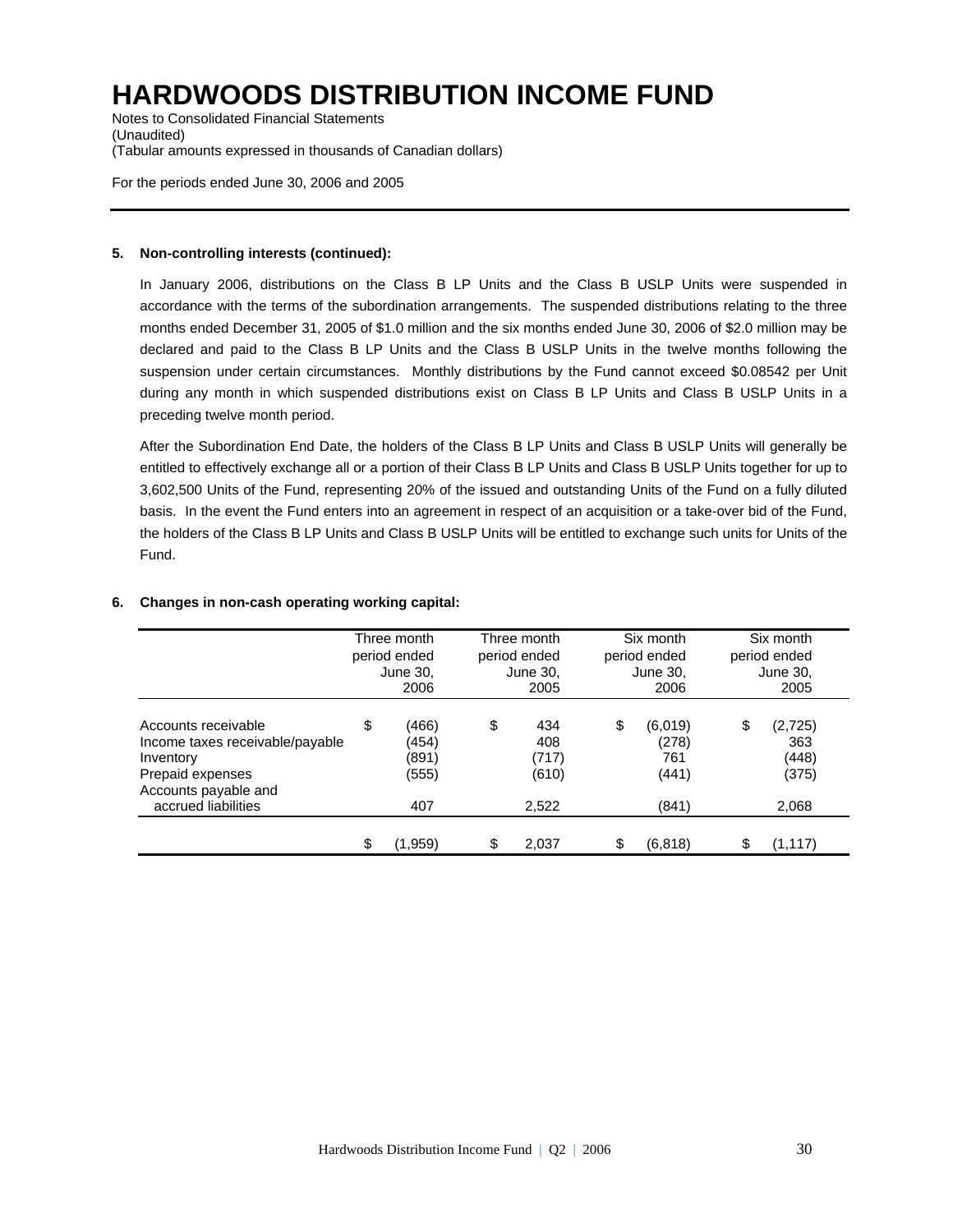# HARDWOODS DISTRIBUTION INCOME FUND

Notes to Consolidated Financial Statements
(Unaudited)
(Tabular amounts expressed in thousands of Canadian dollars)

For the periods ended June 30, 2006 and 2005

**5. Non-controlling interests (continued):**

In January 2006, distributions on the Class B LP Units and the Class B USLP Units were suspended in accordance with the terms of the subordination arrangements. The suspended distributions relating to the three months ended December 31, 2005 of $1.0 million and the six months ended June 30, 2006 of $2.0 million may be declared and paid to the Class B LP Units and the Class B USLP Units in the twelve months following the suspension under certain circumstances. Monthly distributions by the Fund cannot exceed $0.08542 per Unit during any month in which suspended distributions exist on Class B LP Units and Class B USLP Units in a preceding twelve month period.

After the Subordination End Date, the holders of the Class B LP Units and Class B USLP Units will generally be entitled to effectively exchange all or a portion of their Class B LP Units and Class B USLP Units together for up to 3,602,500 Units of the Fund, representing 20% of the issued and outstanding Units of the Fund on a fully diluted basis. In the event the Fund enters into an agreement in respect of an acquisition or a take-over bid of the Fund, the holders of the Class B LP Units and Class B USLP Units will be entitled to exchange such units for Units of the Fund.

**6. Changes in non-cash operating working capital:**

| | Three month period ended June 30, 2006 | Three month period ended June 30, 2005 | Six month period ended June 30, 2006 | Six month period ended June 30, 2005 |
|---|---|---|---|---|
| Accounts receivable | $ (466) | $ 434 | $ (6,019) | $ (2,725) |
| Income taxes receivable/payable | (454) | 408 | (278) | 363 |
| Inventory | (891) | (717) | 761 | (448) |
| Prepaid expenses | (555) | (610) | (441) | (375) |
| Accounts payable and accrued liabilities | 407 | 2,522 | (841) | 2,068 |
| | $ (1,959) | $ 2,037 | $ (6,818) | $ (1,117) |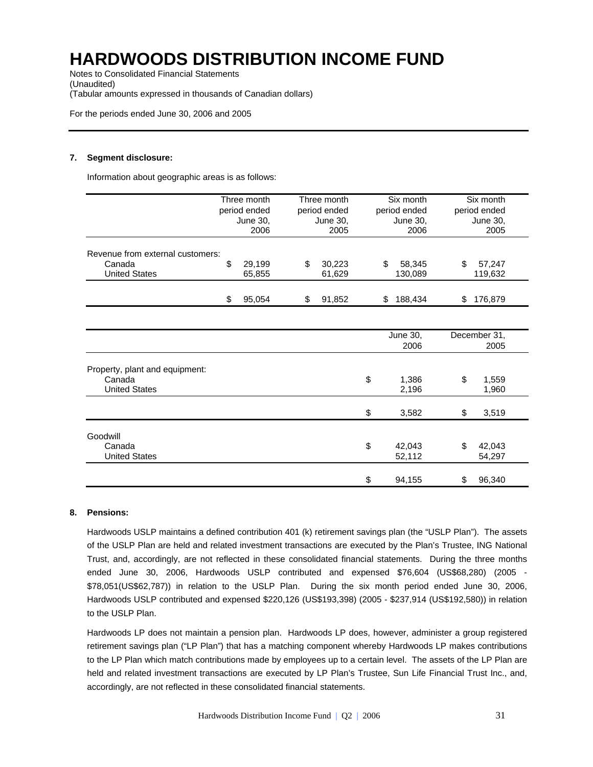# HARDWOODS DISTRIBUTION INCOME FUND

Notes to Consolidated Financial Statements
(Unaudited)
(Tabular amounts expressed in thousands of Canadian dollars)

For the periods ended June 30, 2006 and 2005

**7. Segment disclosure:**

Information about geographic areas is as follows:

| | Three month period ended June 30, 2006 | Three month period ended June 30, 2005 | Six month period ended June 30, 2006 | Six month period ended June 30, 2005 |
|---|---|---|---|---|
| Revenue from external customers: | | | | |
| Canada | $ 29,199 | $ 30,223 | $ 58,345 | $ 57,247 |
| United States | 65,855 | 61,629 | 130,089 | 119,632 |
| | $ 95,054 | $ 91,852 | $ 188,434 | $ 176,879 |

| | June 30, 2006 | December 31, 2005 |
|---|---|---|
| Property, plant and equipment: | | |
| Canada | $ 1,386 | $ 1,559 |
| United States | 2,196 | 1,960 |
| | $ 3,582 | $ 3,519 |
| Goodwill | | |
| Canada | $ 42,043 | $ 42,043 |
| United States | 52,112 | 54,297 |
| | $ 94,155 | $ 96,340 |

**8. Pensions:**

Hardwoods USLP maintains a defined contribution 401 (k) retirement savings plan (the "USLP Plan"). The assets of the USLP Plan are held and related investment transactions are executed by the Plan's Trustee, ING National Trust, and, accordingly, are not reflected in these consolidated financial statements. During the three months ended June 30, 2006, Hardwoods USLP contributed and expensed $76,604 (US$68,280) (2005 - $78,051(US$62,787)) in relation to the USLP Plan. During the six month period ended June 30, 2006, Hardwoods USLP contributed and expensed $220,126 (US$193,398) (2005 - $237,914 (US$192,580)) in relation to the USLP Plan.

Hardwoods LP does not maintain a pension plan. Hardwoods LP does, however, administer a group registered retirement savings plan ("LP Plan") that has a matching component whereby Hardwoods LP makes contributions to the LP Plan which match contributions made by employees up to a certain level. The assets of the LP Plan are held and related investment transactions are executed by LP Plan's Trustee, Sun Life Financial Trust Inc., and, accordingly, are not reflected in these consolidated financial statements.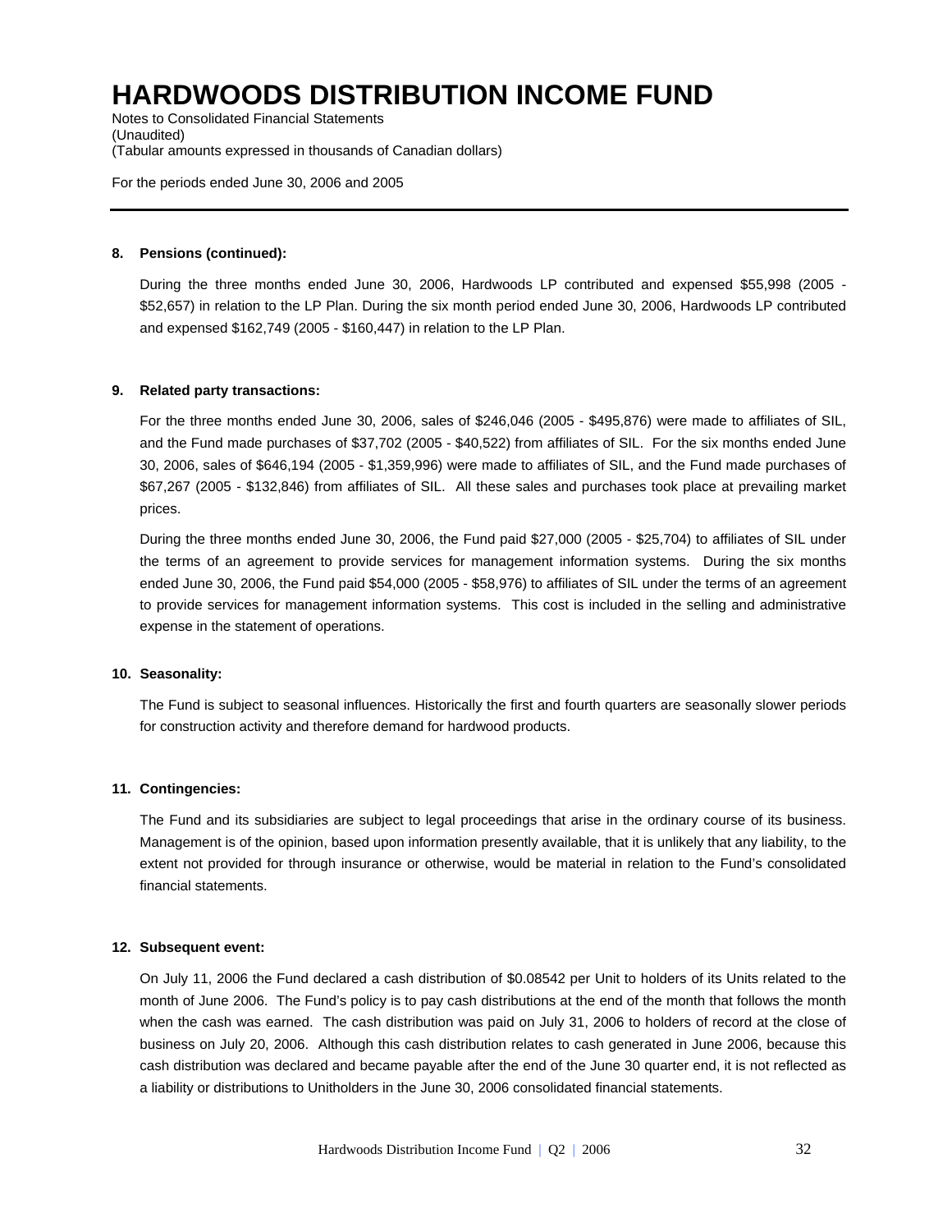# HARDWOODS DISTRIBUTION INCOME FUND

Notes to Consolidated Financial Statements
(Unaudited)
(Tabular amounts expressed in thousands of Canadian dollars)

For the periods ended June 30, 2006 and 2005

**8. Pensions (continued):**

During the three months ended June 30, 2006, Hardwoods LP contributed and expensed $55,998 (2005 - $52,657) in relation to the LP Plan. During the six month period ended June 30, 2006, Hardwoods LP contributed and expensed $162,749 (2005 - $160,447) in relation to the LP Plan.

**9. Related party transactions:**

For the three months ended June 30, 2006, sales of $246,046 (2005 - $495,876) were made to affiliates of SIL, and the Fund made purchases of $37,702 (2005 - $40,522) from affiliates of SIL. For the six months ended June 30, 2006, sales of $646,194 (2005 - $1,359,996) were made to affiliates of SIL, and the Fund made purchases of $67,267 (2005 - $132,846) from affiliates of SIL. All these sales and purchases took place at prevailing market prices.

During the three months ended June 30, 2006, the Fund paid $27,000 (2005 - $25,704) to affiliates of SIL under the terms of an agreement to provide services for management information systems. During the six months ended June 30, 2006, the Fund paid $54,000 (2005 - $58,976) to affiliates of SIL under the terms of an agreement to provide services for management information systems. This cost is included in the selling and administrative expense in the statement of operations.

**10. Seasonality:**

The Fund is subject to seasonal influences. Historically the first and fourth quarters are seasonally slower periods for construction activity and therefore demand for hardwood products.

**11. Contingencies:**

The Fund and its subsidiaries are subject to legal proceedings that arise in the ordinary course of its business. Management is of the opinion, based upon information presently available, that it is unlikely that any liability, to the extent not provided for through insurance or otherwise, would be material in relation to the Fund's consolidated financial statements.

**12. Subsequent event:**

On July 11, 2006 the Fund declared a cash distribution of $0.08542 per Unit to holders of its Units related to the month of June 2006. The Fund's policy is to pay cash distributions at the end of the month that follows the month when the cash was earned. The cash distribution was paid on July 31, 2006 to holders of record at the close of business on July 20, 2006. Although this cash distribution relates to cash generated in June 2006, because this cash distribution was declared and became payable after the end of the June 30 quarter end, it is not reflected as a liability or distributions to Unitholders in the June 30, 2006 consolidated financial statements.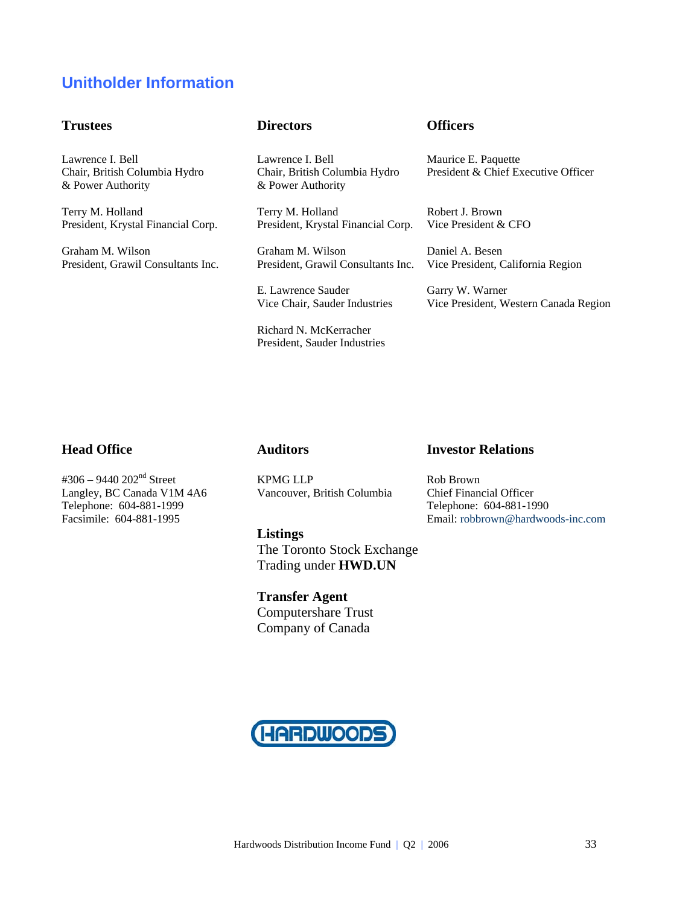## Unitholder Information

### Trustees

Lawrence I. Bell
Chair, British Columbia Hydro
& Power Authority

Terry M. Holland
President, Krystal Financial Corp.

Graham M. Wilson
President, Grawil Consultants Inc.

### Directors

Lawrence I. Bell
Chair, British Columbia Hydro
& Power Authority

Terry M. Holland
President, Krystal Financial Corp.

Graham M. Wilson
President, Grawil Consultants Inc.

E. Lawrence Sauder
Vice Chair, Sauder Industries

Richard N. McKerracher
President, Sauder Industries

### Officers

Maurice E. Paquette
President & Chief Executive Officer

Robert J. Brown
Vice President & CFO

Daniel A. Besen
Vice President, California Region

Garry W. Warner
Vice President, Western Canada Region

### Head Office

#306 – 9440 202nd Street
Langley, BC Canada V1M 4A6
Telephone: 604-881-1999
Facsimile: 604-881-1995

### Auditors

KPMG LLP
Vancouver, British Columbia

### Listings

The Toronto Stock Exchange
Trading under **HWD.UN**

### Transfer Agent

Computershare Trust
Company of Canada

### Investor Relations

Rob Brown
Chief Financial Officer
Telephone: 604-881-1990
Email: robbrown@hardwoods-inc.com

HARDWOODS